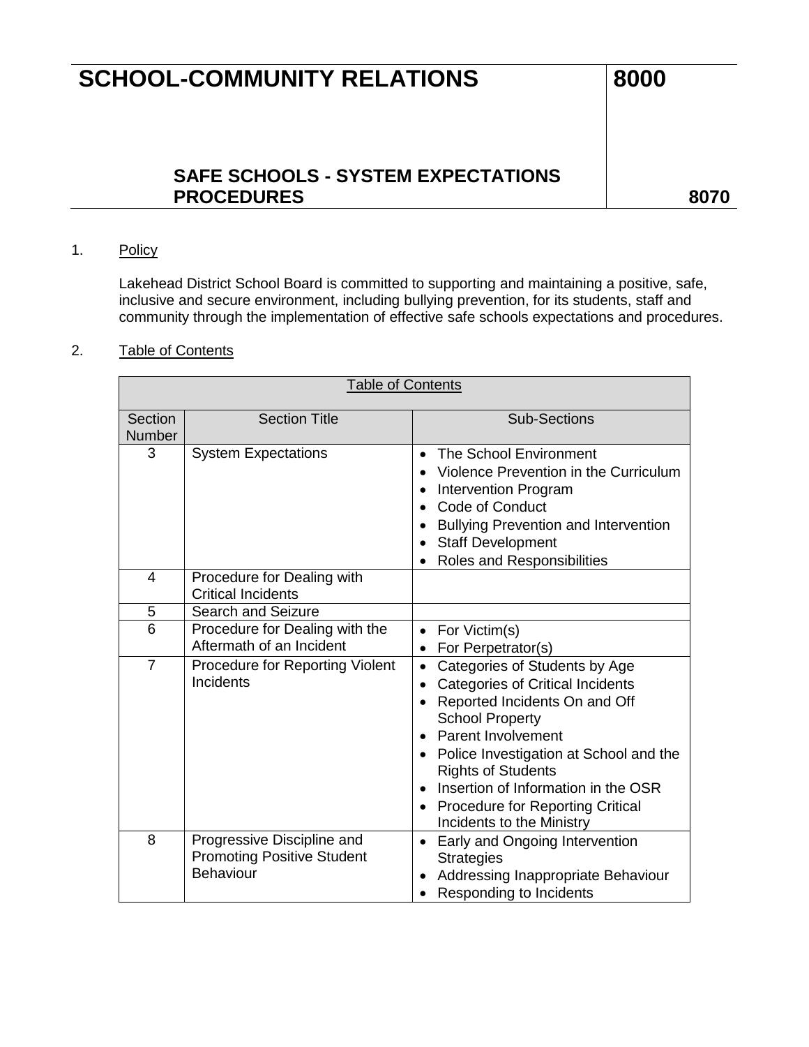# SCHOOL-COMMUNITY RELATIONS 8000

## SAFE SCHOOLS - SYSTEM EXPECTATIONS PROCEDURES 8070

1. Policy

   Lakehead District School Board is committed to supporting and maintaining a positive, safe, inclusive and secure environment, including bullying prevention, for its students, staff and community through the implementation of effective safe schools expectations and procedures.

2. Table of Contents

| Section Number | Section Title | Sub-Sections |
|---|---|---|
| 3 | System Expectations | • The School Environment<br>• Violence Prevention in the Curriculum<br>• Intervention Program<br>• Code of Conduct<br>• Bullying Prevention and Intervention<br>• Staff Development<br>• Roles and Responsibilities |
| 4 | Procedure for Dealing with Critical Incidents | |
| 5 | Search and Seizure | |
| 6 | Procedure for Dealing with the Aftermath of an Incident | • For Victim(s)<br>• For Perpetrator(s) |
| 7 | Procedure for Reporting Violent Incidents | • Categories of Students by Age<br>• Categories of Critical Incidents<br>• Reported Incidents On and Off School Property<br>• Parent Involvement<br>• Police Investigation at School and the Rights of Students<br>• Insertion of Information in the OSR<br>• Procedure for Reporting Critical Incidents to the Ministry |
| 8 | Progressive Discipline and Promoting Positive Student Behaviour | • Early and Ongoing Intervention Strategies<br>• Addressing Inappropriate Behaviour<br>• Responding to Incidents |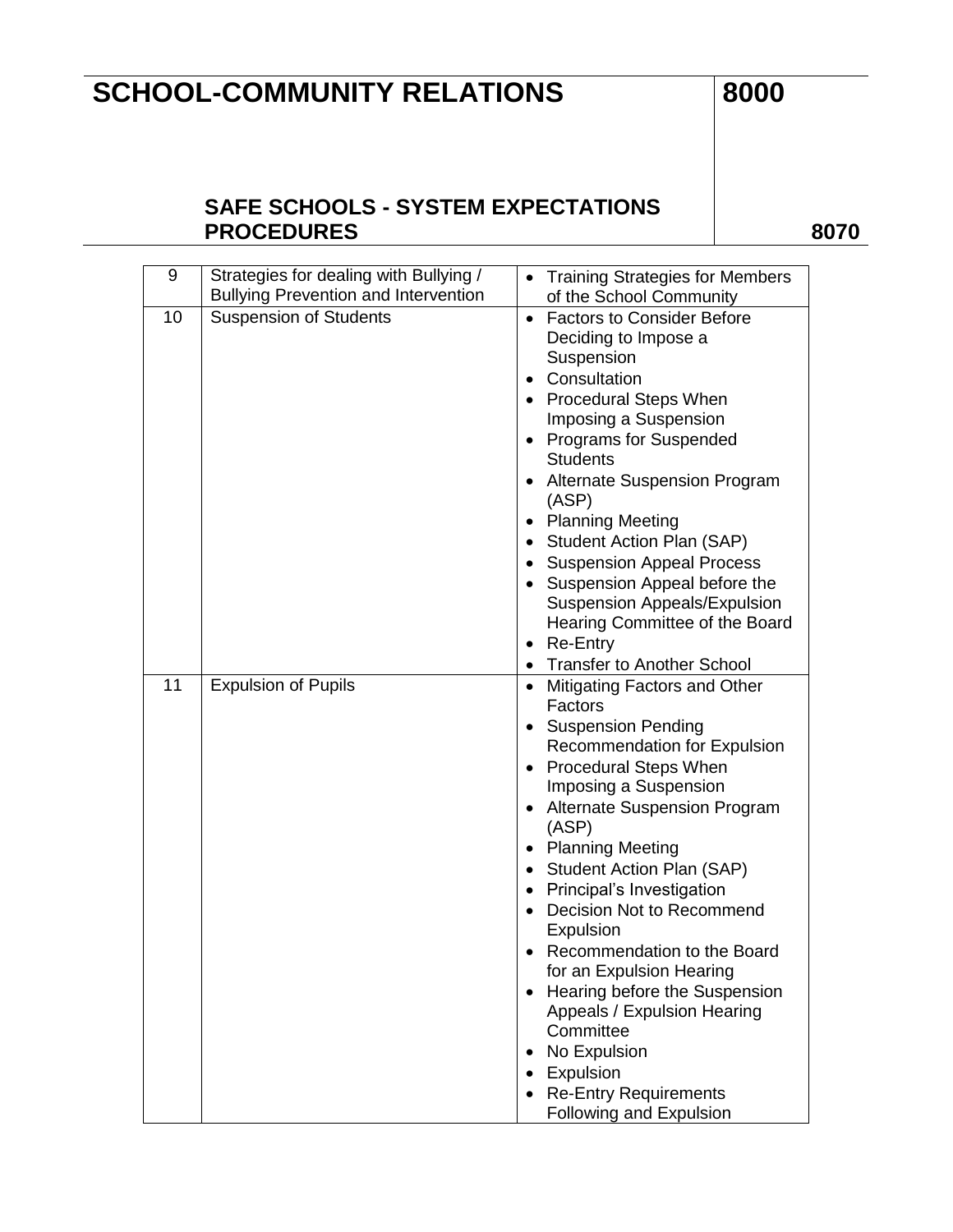# SCHOOL-COMMUNITY RELATIONS 8000

## SAFE SCHOOLS - SYSTEM EXPECTATIONS PROCEDURES 8070

| | | |
|---|---|---|
| 9 | Strategies for dealing with Bullying / Bullying Prevention and Intervention | • Training Strategies for Members of the School Community |
| 10 | Suspension of Students | • Factors to Consider Before Deciding to Impose a Suspension<br>• Consultation<br>• Procedural Steps When Imposing a Suspension<br>• Programs for Suspended Students<br>• Alternate Suspension Program (ASP)<br>• Planning Meeting<br>• Student Action Plan (SAP)<br>• Suspension Appeal Process<br>• Suspension Appeal before the Suspension Appeals/Expulsion Hearing Committee of the Board<br>• Re-Entry<br>• Transfer to Another School |
| 11 | Expulsion of Pupils | • Mitigating Factors and Other Factors<br>• Suspension Pending Recommendation for Expulsion<br>• Procedural Steps When Imposing a Suspension<br>• Alternate Suspension Program (ASP)<br>• Planning Meeting<br>• Student Action Plan (SAP)<br>• Principal's Investigation<br>• Decision Not to Recommend Expulsion<br>• Recommendation to the Board for an Expulsion Hearing<br>• Hearing before the Suspension Appeals / Expulsion Hearing Committee<br>• No Expulsion<br>• Expulsion<br>• Re-Entry Requirements Following and Expulsion |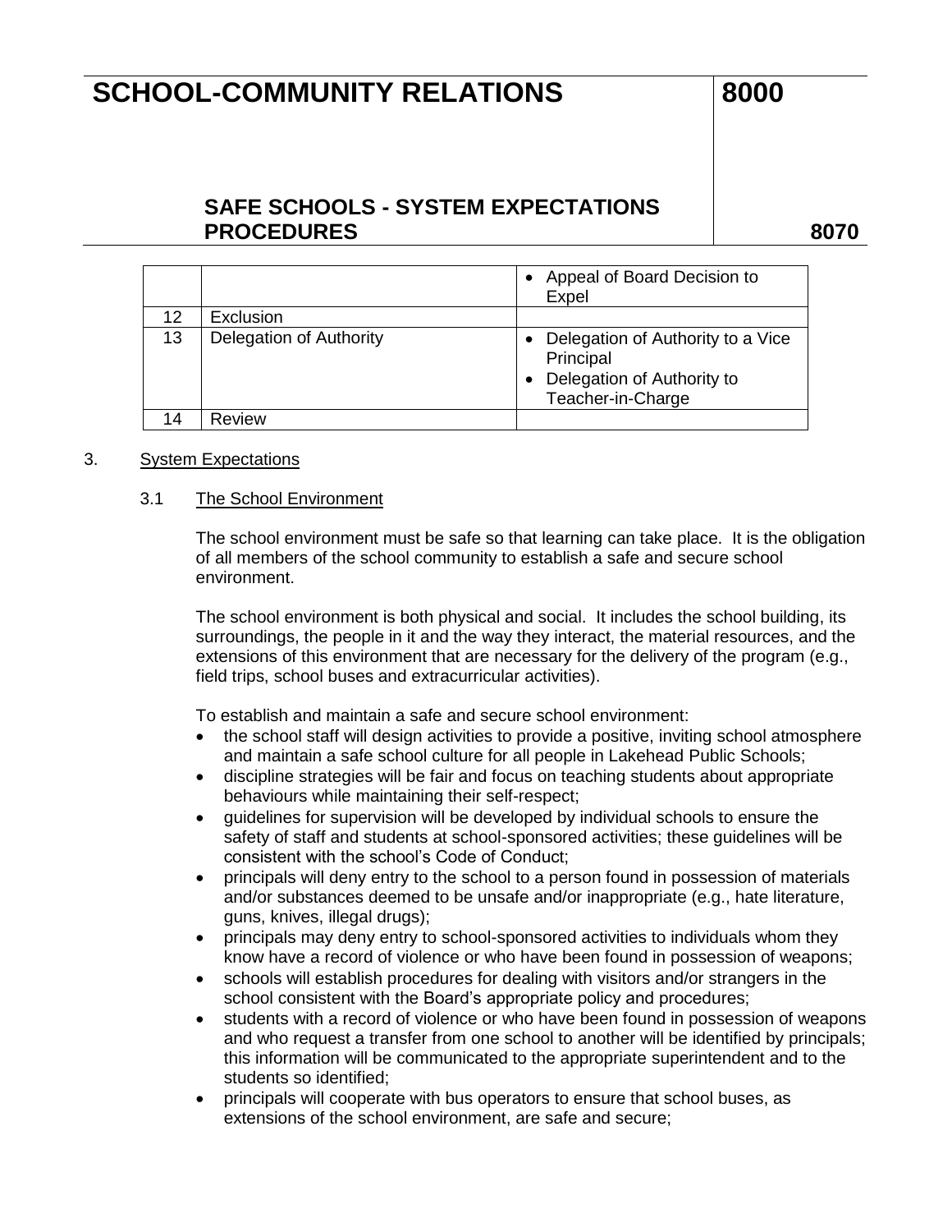|  |  |  |
|---|---|---|
|  |  | • Appeal of Board Decision to Expel |
| 12 | Exclusion |  |
| 13 | Delegation of Authority | • Delegation of Authority to a Vice Principal<br>• Delegation of Authority to Teacher-in-Charge |
| 14 | Review |  |

3. System Expectations

   3.1 The School Environment

   The school environment must be safe so that learning can take place. It is the obligation of all members of the school community to establish a safe and secure school environment.

   The school environment is both physical and social. It includes the school building, its surroundings, the people in it and the way they interact, the material resources, and the extensions of this environment that are necessary for the delivery of the program (e.g., field trips, school buses and extracurricular activities).

   To establish and maintain a safe and secure school environment:

   - the school staff will design activities to provide a positive, inviting school atmosphere and maintain a safe school culture for all people in Lakehead Public Schools;
   - discipline strategies will be fair and focus on teaching students about appropriate behaviours while maintaining their self-respect;
   - guidelines for supervision will be developed by individual schools to ensure the safety of staff and students at school-sponsored activities; these guidelines will be consistent with the school's Code of Conduct;
   - principals will deny entry to the school to a person found in possession of materials and/or substances deemed to be unsafe and/or inappropriate (e.g., hate literature, guns, knives, illegal drugs);
   - principals may deny entry to school-sponsored activities to individuals whom they know have a record of violence or who have been found in possession of weapons;
   - schools will establish procedures for dealing with visitors and/or strangers in the school consistent with the Board's appropriate policy and procedures;
   - students with a record of violence or who have been found in possession of weapons and who request a transfer from one school to another will be identified by principals; this information will be communicated to the appropriate superintendent and to the students so identified;
   - principals will cooperate with bus operators to ensure that school buses, as extensions of the school environment, are safe and secure;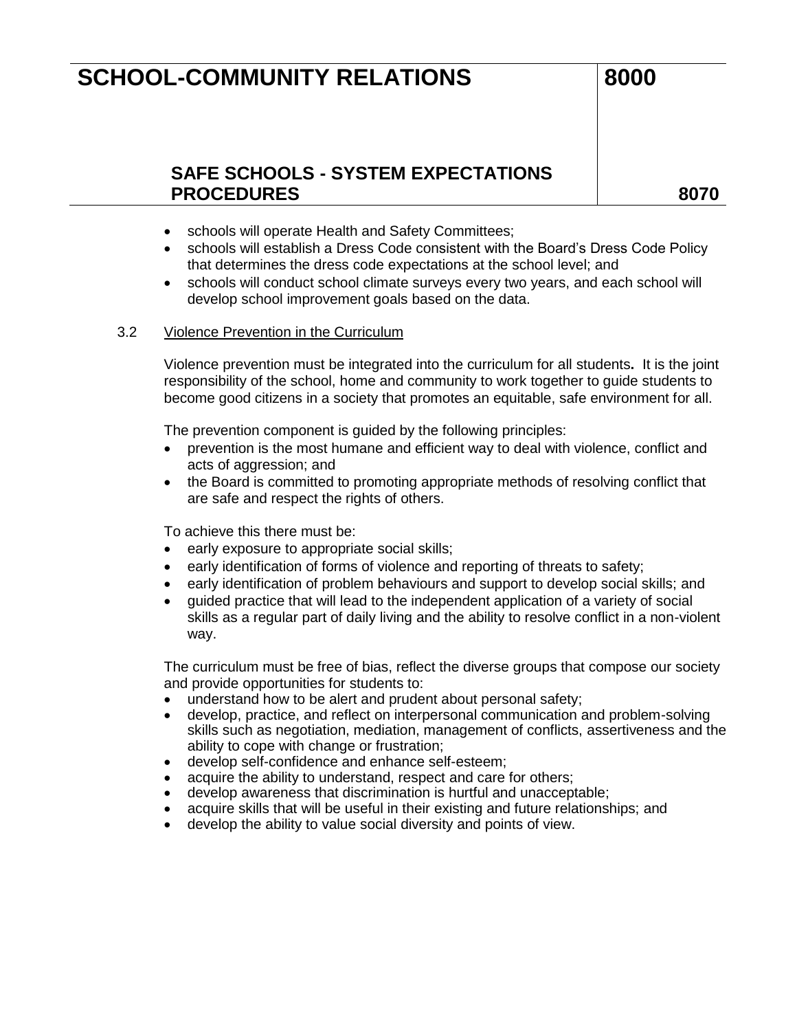- schools will operate Health and Safety Committees;
- schools will establish a Dress Code consistent with the Board's Dress Code Policy that determines the dress code expectations at the school level; and
- schools will conduct school climate surveys every two years, and each school will develop school improvement goals based on the data.

3.2 Violence Prevention in the Curriculum

Violence prevention must be integrated into the curriculum for all students**.** It is the joint responsibility of the school, home and community to work together to guide students to become good citizens in a society that promotes an equitable, safe environment for all.

The prevention component is guided by the following principles:

- prevention is the most humane and efficient way to deal with violence, conflict and acts of aggression; and
- the Board is committed to promoting appropriate methods of resolving conflict that are safe and respect the rights of others.

To achieve this there must be:

- early exposure to appropriate social skills;
- early identification of forms of violence and reporting of threats to safety;
- early identification of problem behaviours and support to develop social skills; and
- guided practice that will lead to the independent application of a variety of social skills as a regular part of daily living and the ability to resolve conflict in a non-violent way.

The curriculum must be free of bias, reflect the diverse groups that compose our society and provide opportunities for students to:

- understand how to be alert and prudent about personal safety;
- develop, practice, and reflect on interpersonal communication and problem-solving skills such as negotiation, mediation, management of conflicts, assertiveness and the ability to cope with change or frustration;
- develop self-confidence and enhance self-esteem;
- acquire the ability to understand, respect and care for others;
- develop awareness that discrimination is hurtful and unacceptable;
- acquire skills that will be useful in their existing and future relationships; and
- develop the ability to value social diversity and points of view.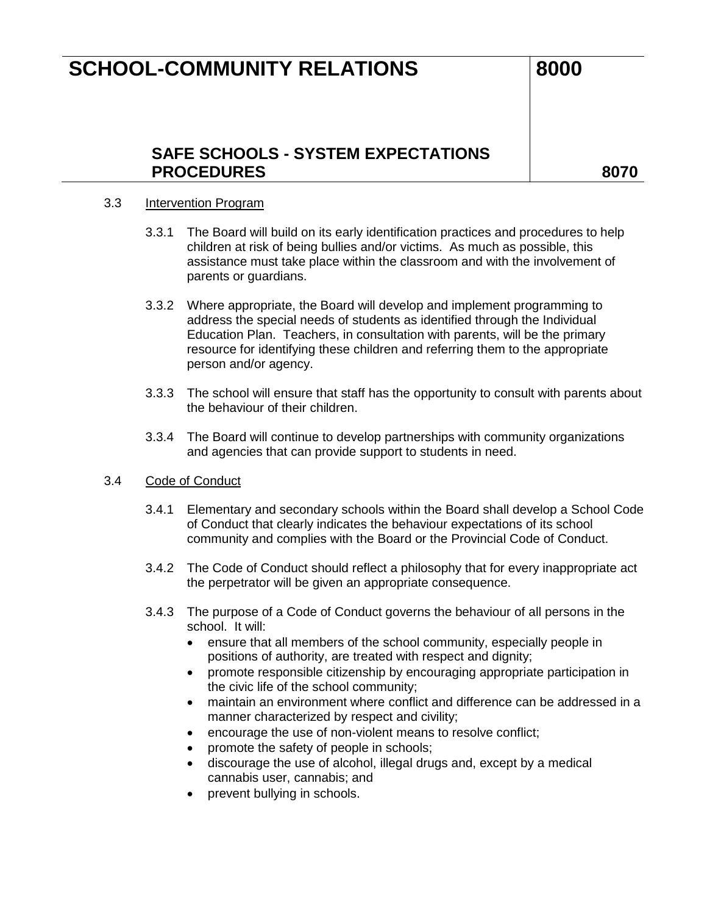### 3.3 Intervention Program

3.3.1 The Board will build on its early identification practices and procedures to help children at risk of being bullies and/or victims. As much as possible, this assistance must take place within the classroom and with the involvement of parents or guardians.

3.3.2 Where appropriate, the Board will develop and implement programming to address the special needs of students as identified through the Individual Education Plan. Teachers, in consultation with parents, will be the primary resource for identifying these children and referring them to the appropriate person and/or agency.

3.3.3 The school will ensure that staff has the opportunity to consult with parents about the behaviour of their children.

3.3.4 The Board will continue to develop partnerships with community organizations and agencies that can provide support to students in need.

### 3.4 Code of Conduct

3.4.1 Elementary and secondary schools within the Board shall develop a School Code of Conduct that clearly indicates the behaviour expectations of its school community and complies with the Board or the Provincial Code of Conduct.

3.4.2 The Code of Conduct should reflect a philosophy that for every inappropriate act the perpetrator will be given an appropriate consequence.

3.4.3 The purpose of a Code of Conduct governs the behaviour of all persons in the school. It will:

- ensure that all members of the school community, especially people in positions of authority, are treated with respect and dignity;
- promote responsible citizenship by encouraging appropriate participation in the civic life of the school community;
- maintain an environment where conflict and difference can be addressed in a manner characterized by respect and civility;
- encourage the use of non-violent means to resolve conflict;
- promote the safety of people in schools;
- discourage the use of alcohol, illegal drugs and, except by a medical cannabis user, cannabis; and
- prevent bullying in schools.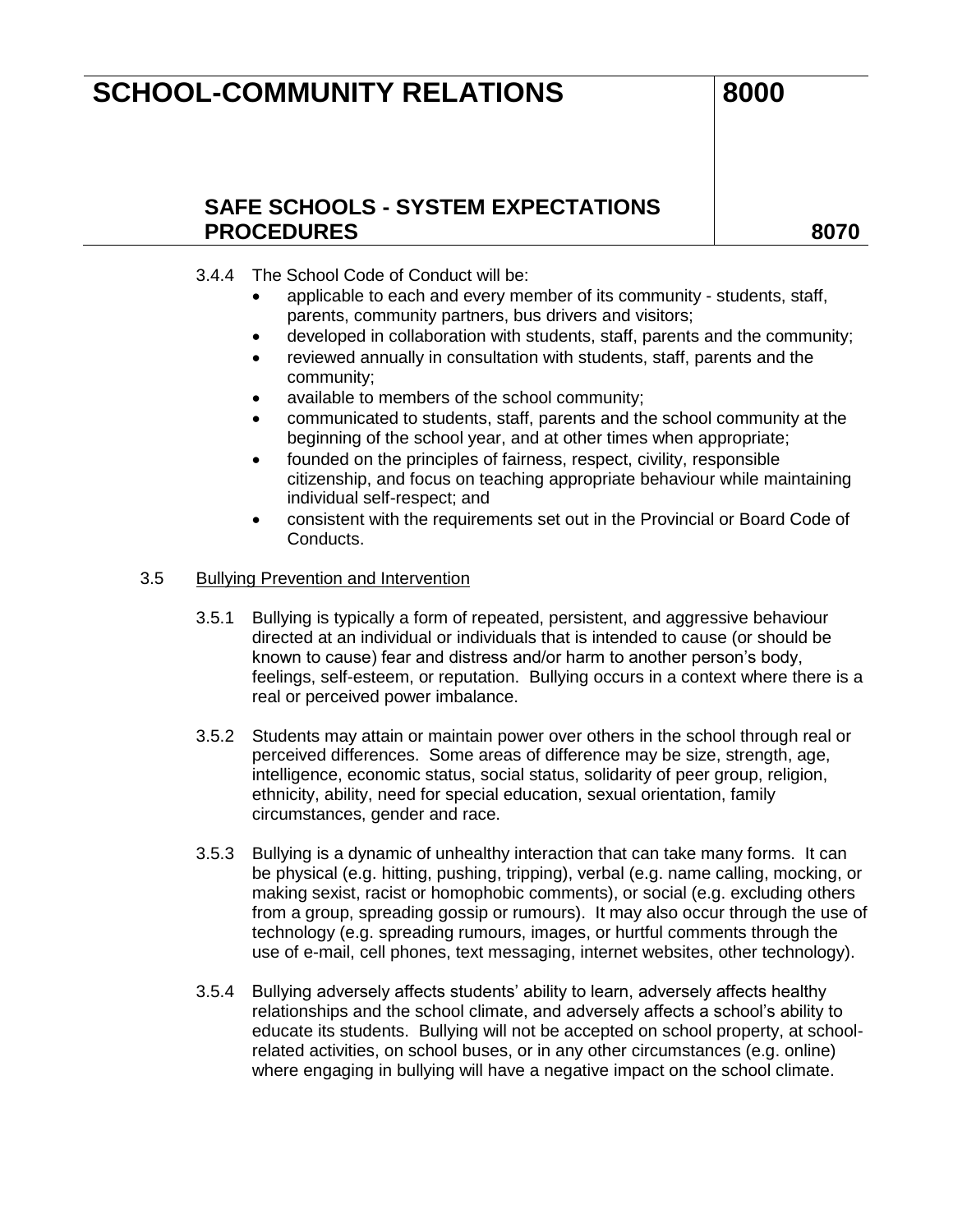3.4.4 The School Code of Conduct will be:

- applicable to each and every member of its community - students, staff, parents, community partners, bus drivers and visitors;
- developed in collaboration with students, staff, parents and the community;
- reviewed annually in consultation with students, staff, parents and the community;
- available to members of the school community;
- communicated to students, staff, parents and the school community at the beginning of the school year, and at other times when appropriate;
- founded on the principles of fairness, respect, civility, responsible citizenship, and focus on teaching appropriate behaviour while maintaining individual self-respect; and
- consistent with the requirements set out in the Provincial or Board Code of Conducts.

3.5 <u>Bullying Prevention and Intervention</u>

3.5.1 Bullying is typically a form of repeated, persistent, and aggressive behaviour directed at an individual or individuals that is intended to cause (or should be known to cause) fear and distress and/or harm to another person's body, feelings, self-esteem, or reputation. Bullying occurs in a context where there is a real or perceived power imbalance.

3.5.2 Students may attain or maintain power over others in the school through real or perceived differences. Some areas of difference may be size, strength, age, intelligence, economic status, social status, solidarity of peer group, religion, ethnicity, ability, need for special education, sexual orientation, family circumstances, gender and race.

3.5.3 Bullying is a dynamic of unhealthy interaction that can take many forms. It can be physical (e.g. hitting, pushing, tripping), verbal (e.g. name calling, mocking, or making sexist, racist or homophobic comments), or social (e.g. excluding others from a group, spreading gossip or rumours). It may also occur through the use of technology (e.g. spreading rumours, images, or hurtful comments through the use of e-mail, cell phones, text messaging, internet websites, other technology).

3.5.4 Bullying adversely affects students' ability to learn, adversely affects healthy relationships and the school climate, and adversely affects a school's ability to educate its students. Bullying will not be accepted on school property, at school-related activities, on school buses, or in any other circumstances (e.g. online) where engaging in bullying will have a negative impact on the school climate.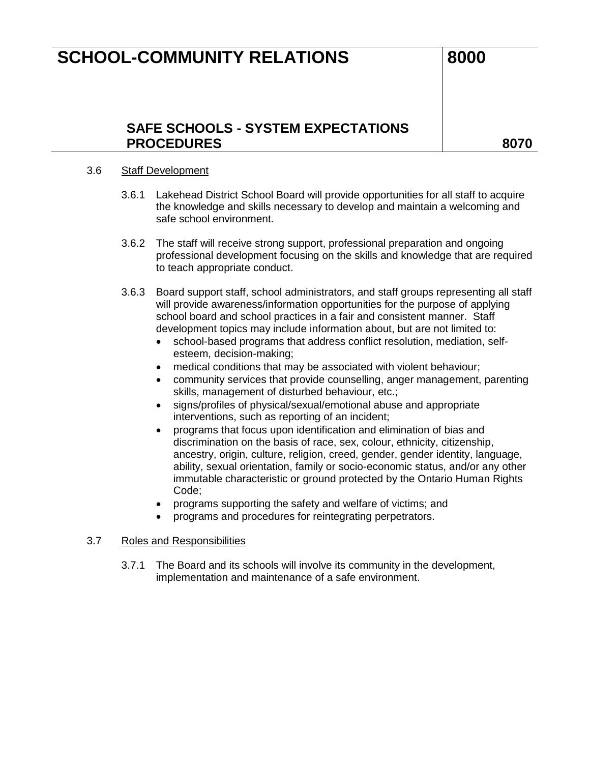3.6 Staff Development

3.6.1 Lakehead District School Board will provide opportunities for all staff to acquire the knowledge and skills necessary to develop and maintain a welcoming and safe school environment.

3.6.2 The staff will receive strong support, professional preparation and ongoing professional development focusing on the skills and knowledge that are required to teach appropriate conduct.

3.6.3 Board support staff, school administrators, and staff groups representing all staff will provide awareness/information opportunities for the purpose of applying school board and school practices in a fair and consistent manner. Staff development topics may include information about, but are not limited to:

- school-based programs that address conflict resolution, mediation, self-esteem, decision-making;
- medical conditions that may be associated with violent behaviour;
- community services that provide counselling, anger management, parenting skills, management of disturbed behaviour, etc.;
- signs/profiles of physical/sexual/emotional abuse and appropriate interventions, such as reporting of an incident;
- programs that focus upon identification and elimination of bias and discrimination on the basis of race, sex, colour, ethnicity, citizenship, ancestry, origin, culture, religion, creed, gender, gender identity, language, ability, sexual orientation, family or socio-economic status, and/or any other immutable characteristic or ground protected by the Ontario Human Rights Code;
- programs supporting the safety and welfare of victims; and
- programs and procedures for reintegrating perpetrators.

3.7 Roles and Responsibilities

3.7.1 The Board and its schools will involve its community in the development, implementation and maintenance of a safe environment.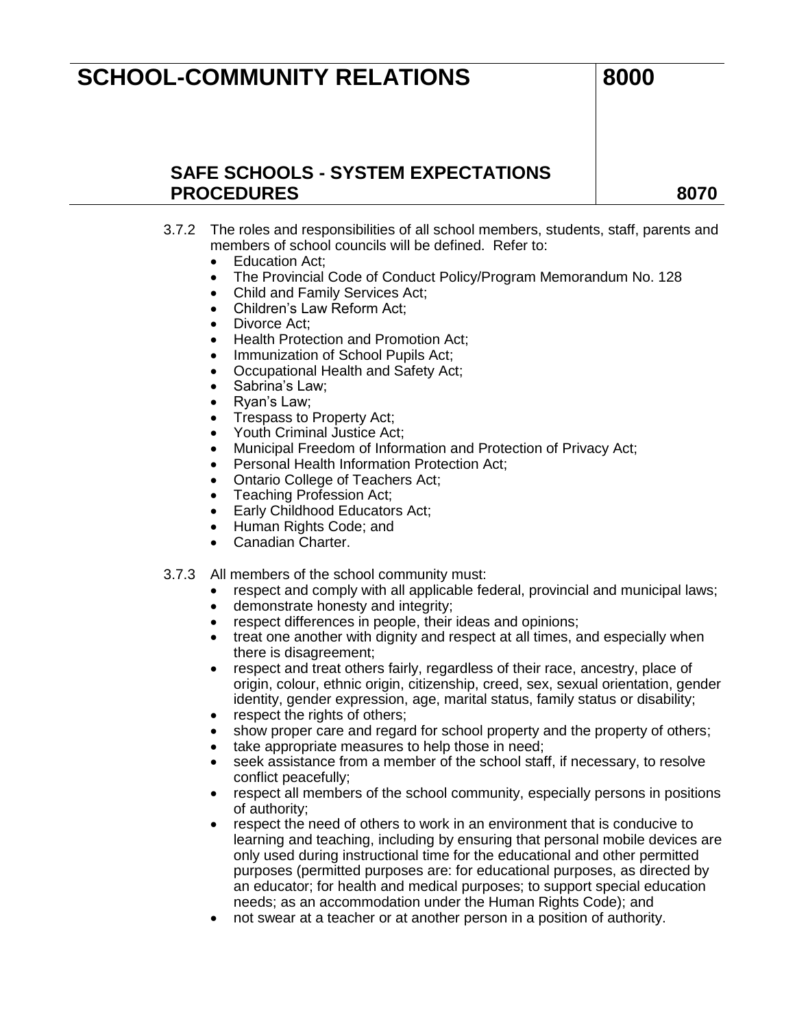3.7.2 The roles and responsibilities of all school members, students, staff, parents and members of school councils will be defined. Refer to:

- Education Act;
- The Provincial Code of Conduct Policy/Program Memorandum No. 128
- Child and Family Services Act;
- Children's Law Reform Act;
- Divorce Act;
- Health Protection and Promotion Act;
- Immunization of School Pupils Act;
- Occupational Health and Safety Act;
- Sabrina's Law;
- Ryan's Law;
- Trespass to Property Act;
- Youth Criminal Justice Act;
- Municipal Freedom of Information and Protection of Privacy Act;
- Personal Health Information Protection Act;
- Ontario College of Teachers Act;
- Teaching Profession Act;
- Early Childhood Educators Act;
- Human Rights Code; and
- Canadian Charter.

3.7.3 All members of the school community must:

- respect and comply with all applicable federal, provincial and municipal laws;
- demonstrate honesty and integrity;
- respect differences in people, their ideas and opinions;
- treat one another with dignity and respect at all times, and especially when there is disagreement;
- respect and treat others fairly, regardless of their race, ancestry, place of origin, colour, ethnic origin, citizenship, creed, sex, sexual orientation, gender identity, gender expression, age, marital status, family status or disability;
- respect the rights of others;
- show proper care and regard for school property and the property of others;
- take appropriate measures to help those in need;
- seek assistance from a member of the school staff, if necessary, to resolve conflict peacefully;
- respect all members of the school community, especially persons in positions of authority;
- respect the need of others to work in an environment that is conducive to learning and teaching, including by ensuring that personal mobile devices are only used during instructional time for the educational and other permitted purposes (permitted purposes are: for educational purposes, as directed by an educator; for health and medical purposes; to support special education needs; as an accommodation under the Human Rights Code); and
- not swear at a teacher or at another person in a position of authority.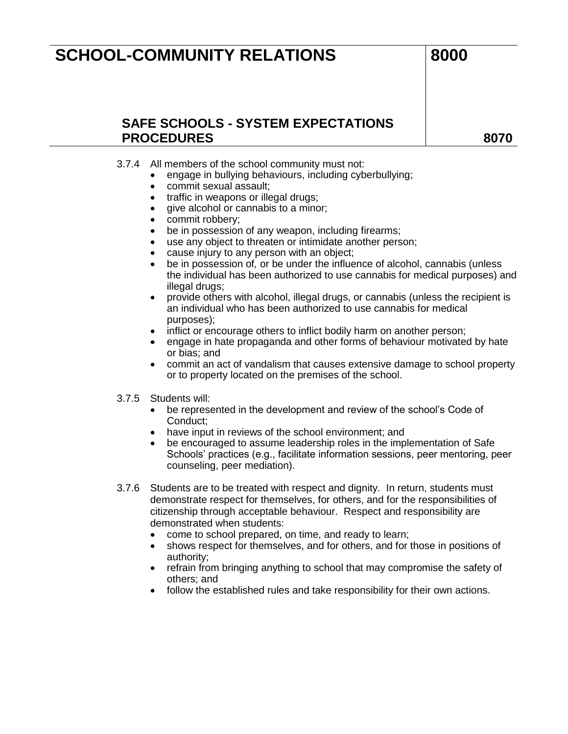3.7.4 All members of the school community must not:

- engage in bullying behaviours, including cyberbullying;
- commit sexual assault;
- traffic in weapons or illegal drugs;
- give alcohol or cannabis to a minor;
- commit robbery;
- be in possession of any weapon, including firearms;
- use any object to threaten or intimidate another person;
- cause injury to any person with an object;
- be in possession of*,* or be under the influence of alcohol, cannabis (unless the individual has been authorized to use cannabis for medical purposes) and illegal drugs;
- provide others with alcohol, illegal drugs, or cannabis (unless the recipient is an individual who has been authorized to use cannabis for medical purposes);
- inflict or encourage others to inflict bodily harm on another person;
- engage in hate propaganda and other forms of behaviour motivated by hate or bias; and
- commit an act of vandalism that causes extensive damage to school property or to property located on the premises of the school.

3.7.5 Students will:

- be represented in the development and review of the school's Code of Conduct;
- have input in reviews of the school environment; and
- be encouraged to assume leadership roles in the implementation of Safe Schools' practices (e.g., facilitate information sessions, peer mentoring, peer counseling, peer mediation).

3.7.6 Students are to be treated with respect and dignity. In return, students must demonstrate respect for themselves, for others, and for the responsibilities of citizenship through acceptable behaviour. Respect and responsibility are demonstrated when students:

- come to school prepared, on time, and ready to learn;
- shows respect for themselves, and for others, and for those in positions of authority;
- refrain from bringing anything to school that may compromise the safety of others; and
- follow the established rules and take responsibility for their own actions.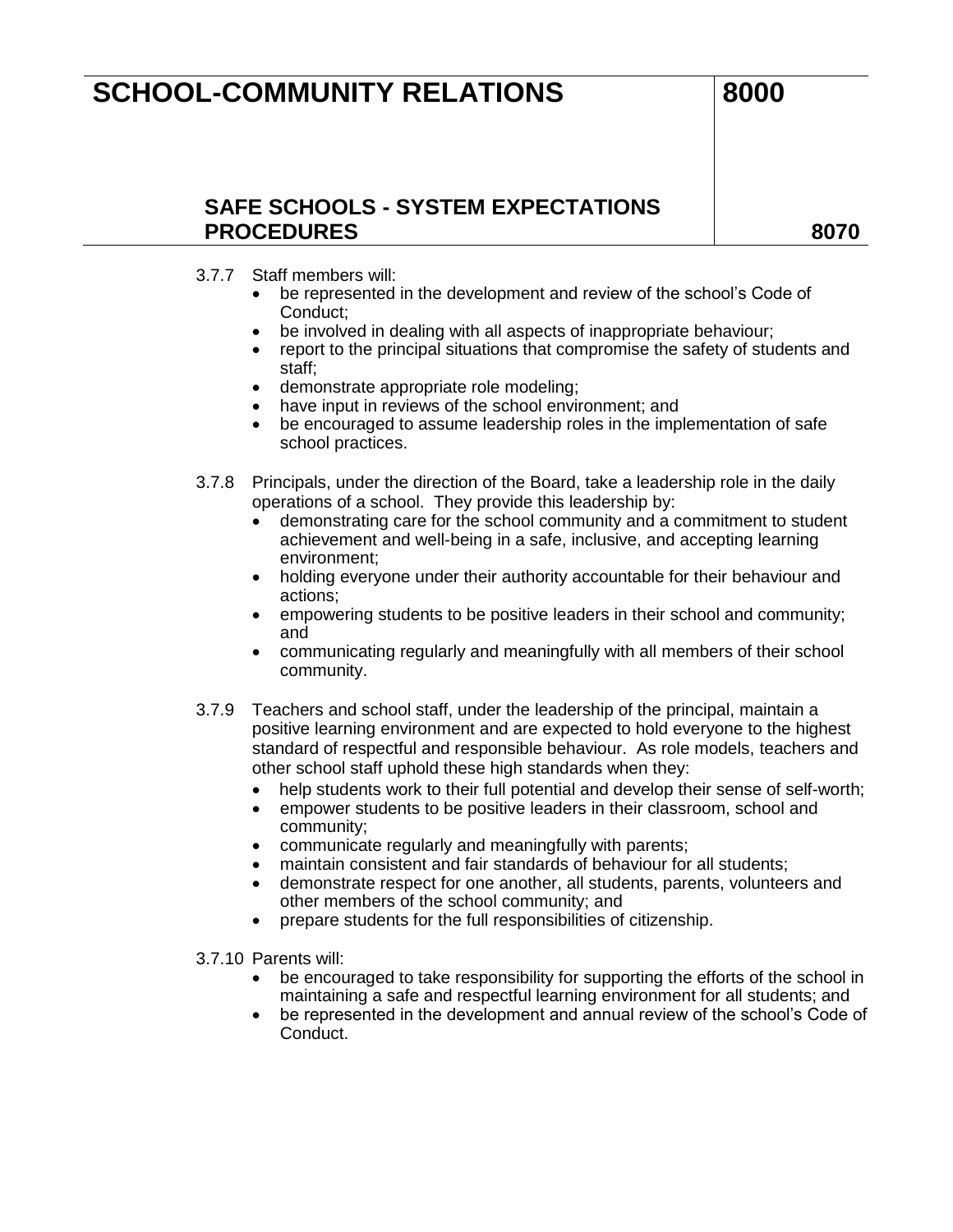3.7.7 Staff members will:

- be represented in the development and review of the school's Code of Conduct;
- be involved in dealing with all aspects of inappropriate behaviour;
- report to the principal situations that compromise the safety of students and staff;
- demonstrate appropriate role modeling;
- have input in reviews of the school environment; and
- be encouraged to assume leadership roles in the implementation of safe school practices.

3.7.8 Principals, under the direction of the Board, take a leadership role in the daily operations of a school. They provide this leadership by:

- demonstrating care for the school community and a commitment to student achievement and well-being in a safe, inclusive, and accepting learning environment;
- holding everyone under their authority accountable for their behaviour and actions;
- empowering students to be positive leaders in their school and community; and
- communicating regularly and meaningfully with all members of their school community.

3.7.9 Teachers and school staff, under the leadership of the principal, maintain a positive learning environment and are expected to hold everyone to the highest standard of respectful and responsible behaviour. As role models, teachers and other school staff uphold these high standards when they:

- help students work to their full potential and develop their sense of self-worth;
- empower students to be positive leaders in their classroom, school and community;
- communicate regularly and meaningfully with parents;
- maintain consistent and fair standards of behaviour for all students;
- demonstrate respect for one another, all students, parents, volunteers and other members of the school community; and
- prepare students for the full responsibilities of citizenship.

3.7.10 Parents will:

- be encouraged to take responsibility for supporting the efforts of the school in maintaining a safe and respectful learning environment for all students; and
- be represented in the development and annual review of the school's Code of Conduct.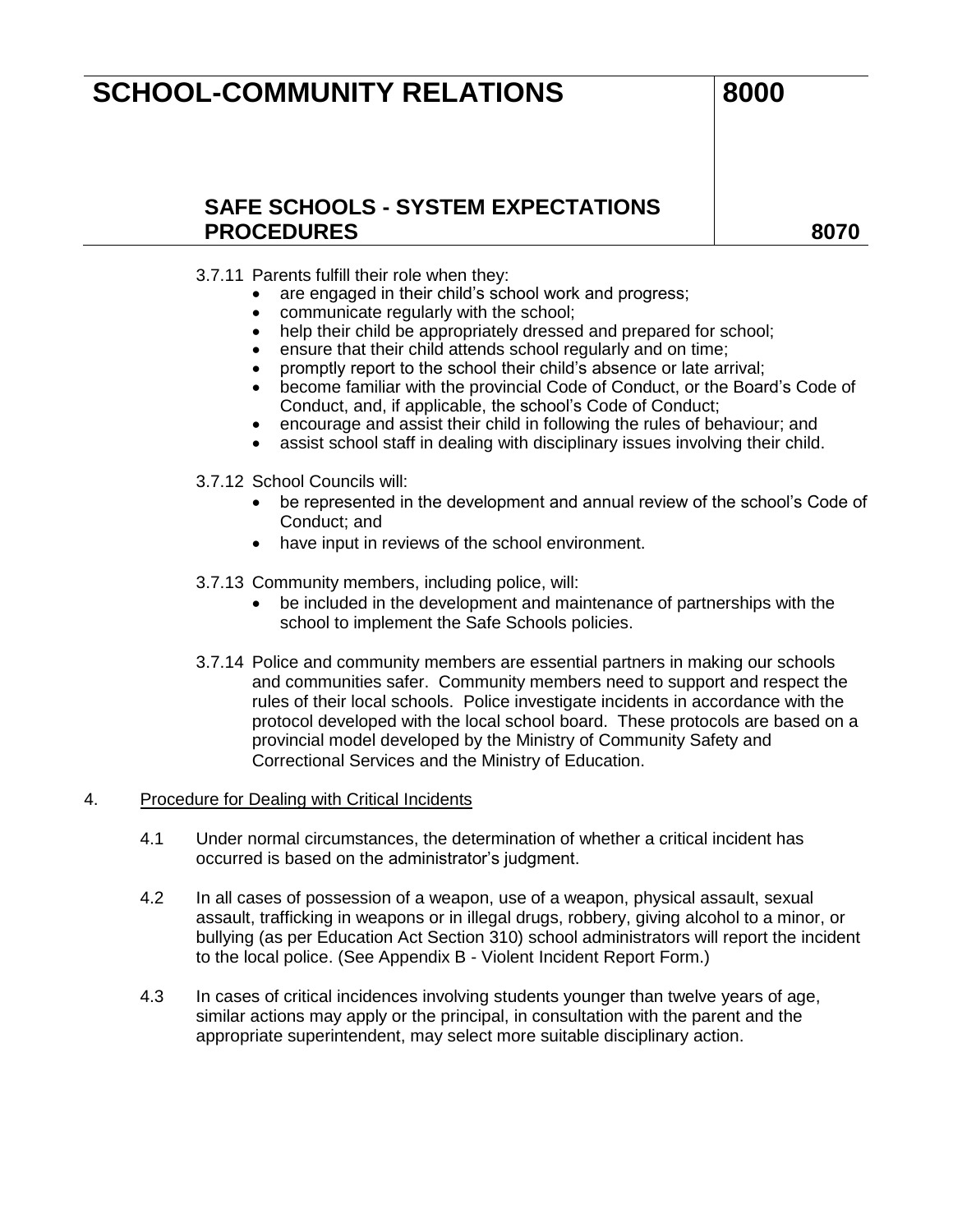3.7.11 Parents fulfill their role when they:

- are engaged in their child's school work and progress;
- communicate regularly with the school;
- help their child be appropriately dressed and prepared for school;
- ensure that their child attends school regularly and on time;
- promptly report to the school their child's absence or late arrival;
- become familiar with the provincial Code of Conduct, or the Board's Code of Conduct, and, if applicable, the school's Code of Conduct;
- encourage and assist their child in following the rules of behaviour; and
- assist school staff in dealing with disciplinary issues involving their child.

3.7.12 School Councils will:

- be represented in the development and annual review of the school's Code of Conduct; and
- have input in reviews of the school environment.

3.7.13 Community members, including police, will:

- be included in the development and maintenance of partnerships with the school to implement the Safe Schools policies.

3.7.14 Police and community members are essential partners in making our schools and communities safer. Community members need to support and respect the rules of their local schools. Police investigate incidents in accordance with the protocol developed with the local school board. These protocols are based on a provincial model developed by the Ministry of Community Safety and Correctional Services and the Ministry of Education.

4. <u>Procedure for Dealing with Critical Incidents</u>

4.1 Under normal circumstances, the determination of whether a critical incident has occurred is based on the administrator's judgment.

4.2 In all cases of possession of a weapon, use of a weapon, physical assault, sexual assault, trafficking in weapons or in illegal drugs, robbery, giving alcohol to a minor, or bullying (as per Education Act Section 310) school administrators will report the incident to the local police. (See Appendix B - Violent Incident Report Form.)

4.3 In cases of critical incidences involving students younger than twelve years of age, similar actions may apply or the principal, in consultation with the parent and the appropriate superintendent, may select more suitable disciplinary action.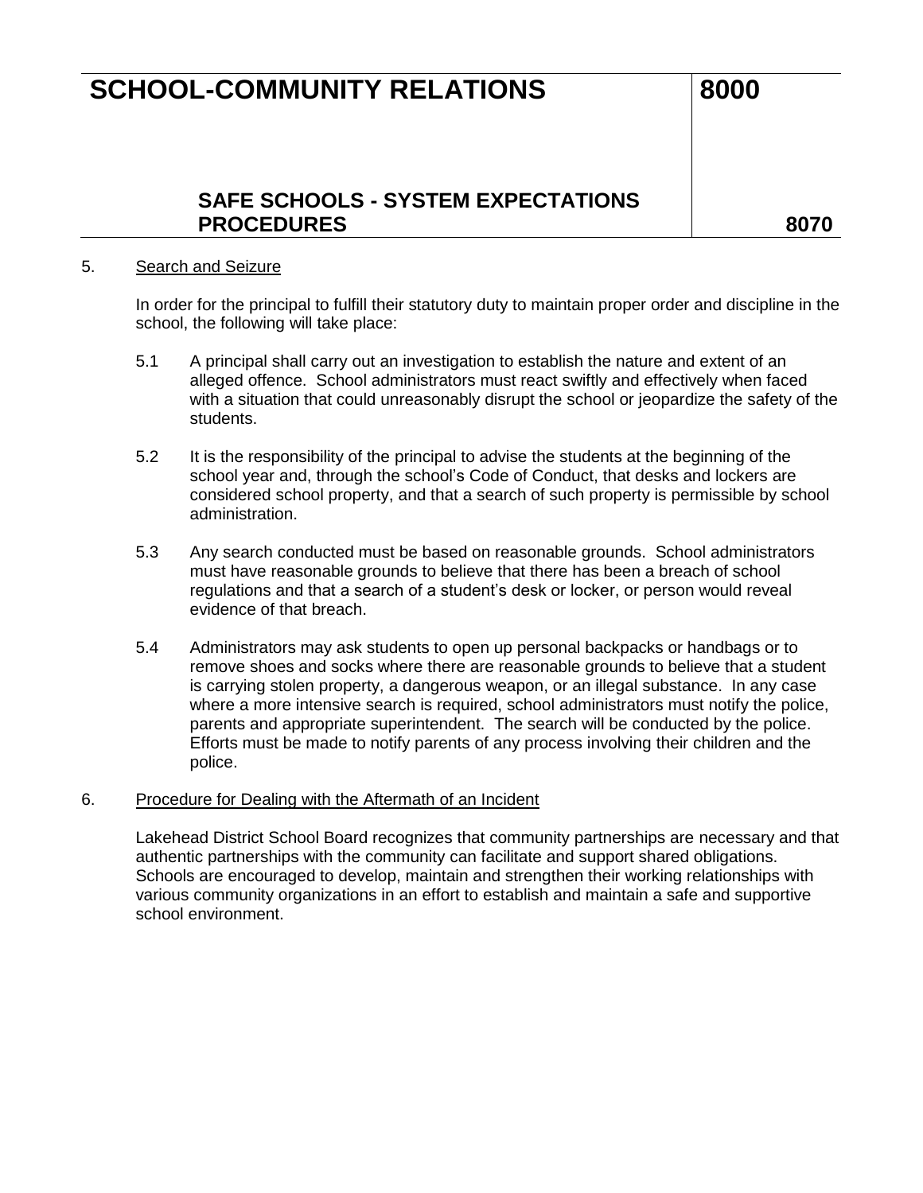5. Search and Seizure

In order for the principal to fulfill their statutory duty to maintain proper order and discipline in the school, the following will take place:

5.1 A principal shall carry out an investigation to establish the nature and extent of an alleged offence. School administrators must react swiftly and effectively when faced with a situation that could unreasonably disrupt the school or jeopardize the safety of the students.

5.2 It is the responsibility of the principal to advise the students at the beginning of the school year and, through the school's Code of Conduct, that desks and lockers are considered school property, and that a search of such property is permissible by school administration.

5.3 Any search conducted must be based on reasonable grounds. School administrators must have reasonable grounds to believe that there has been a breach of school regulations and that a search of a student's desk or locker, or person would reveal evidence of that breach.

5.4 Administrators may ask students to open up personal backpacks or handbags or to remove shoes and socks where there are reasonable grounds to believe that a student is carrying stolen property, a dangerous weapon, or an illegal substance. In any case where a more intensive search is required, school administrators must notify the police, parents and appropriate superintendent. The search will be conducted by the police. Efforts must be made to notify parents of any process involving their children and the police.

6. Procedure for Dealing with the Aftermath of an Incident

Lakehead District School Board recognizes that community partnerships are necessary and that authentic partnerships with the community can facilitate and support shared obligations. Schools are encouraged to develop, maintain and strengthen their working relationships with various community organizations in an effort to establish and maintain a safe and supportive school environment.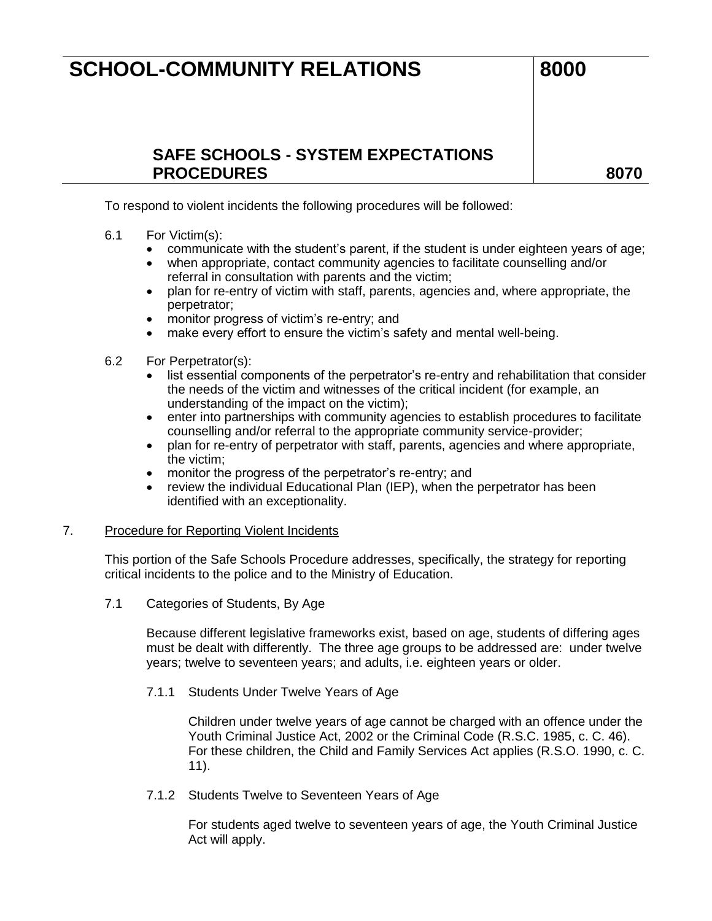To respond to violent incidents the following procedures will be followed:

6.1 For Victim(s):

- communicate with the student's parent, if the student is under eighteen years of age;
- when appropriate, contact community agencies to facilitate counselling and/or referral in consultation with parents and the victim;
- plan for re-entry of victim with staff, parents, agencies and, where appropriate, the perpetrator;
- monitor progress of victim's re-entry; and
- make every effort to ensure the victim's safety and mental well-being.

6.2 For Perpetrator(s):

- list essential components of the perpetrator's re-entry and rehabilitation that consider the needs of the victim and witnesses of the critical incident (for example, an understanding of the impact on the victim);
- enter into partnerships with community agencies to establish procedures to facilitate counselling and/or referral to the appropriate community service-provider;
- plan for re-entry of perpetrator with staff, parents, agencies and where appropriate, the victim;
- monitor the progress of the perpetrator's re-entry; and
- review the individual Educational Plan (IEP), when the perpetrator has been identified with an exceptionality.

## 7. Procedure for Reporting Violent Incidents

This portion of the Safe Schools Procedure addresses, specifically, the strategy for reporting critical incidents to the police and to the Ministry of Education.

### 7.1 Categories of Students, By Age

Because different legislative frameworks exist, based on age, students of differing ages must be dealt with differently. The three age groups to be addressed are: under twelve years; twelve to seventeen years; and adults, i.e. eighteen years or older.

#### 7.1.1 Students Under Twelve Years of Age

Children under twelve years of age cannot be charged with an offence under the Youth Criminal Justice Act, 2002 or the Criminal Code (R.S.C. 1985, c. C. 46). For these children, the Child and Family Services Act applies (R.S.O. 1990, c. C. 11).

#### 7.1.2 Students Twelve to Seventeen Years of Age

For students aged twelve to seventeen years of age, the Youth Criminal Justice Act will apply.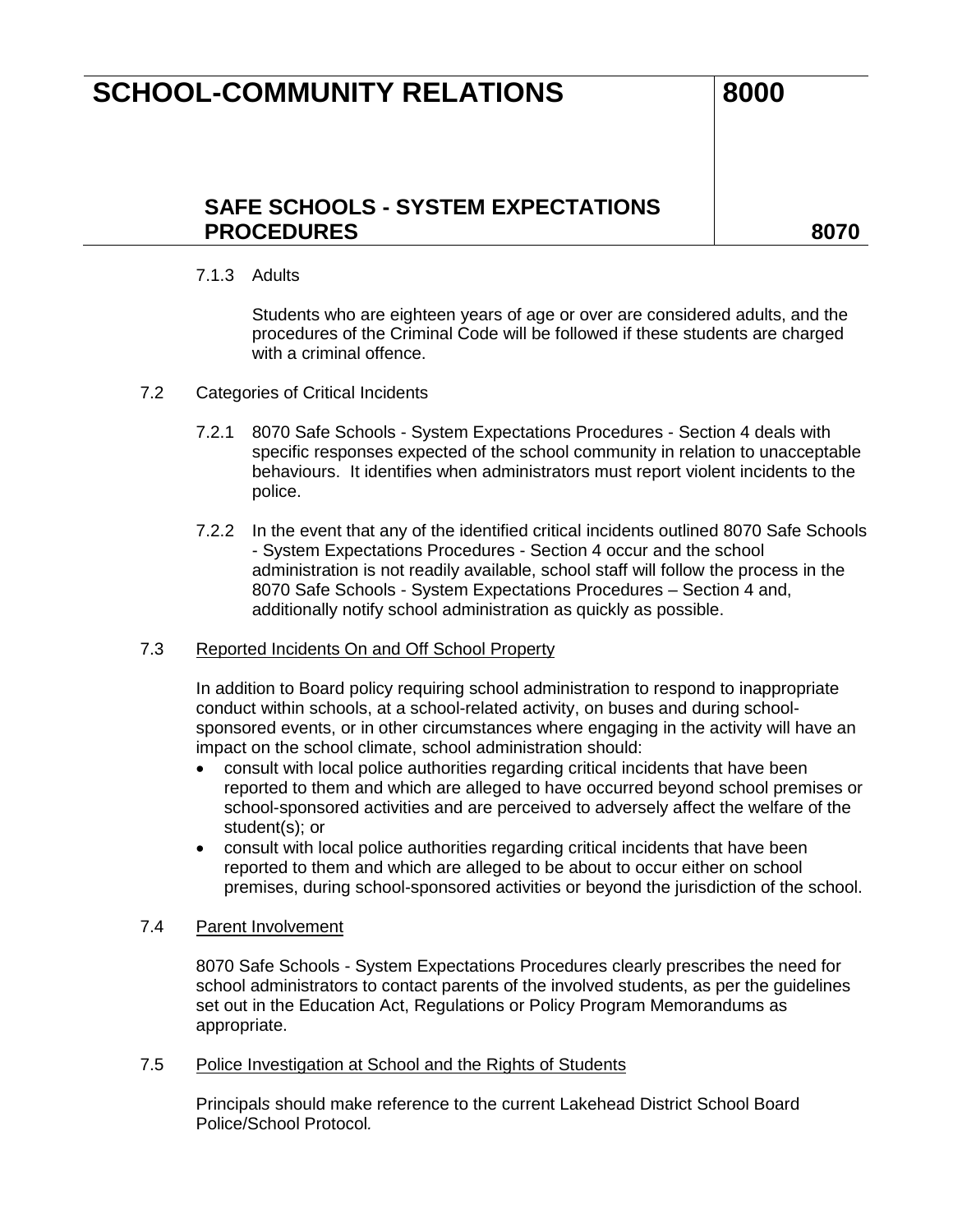#### 7.1.3 Adults

Students who are eighteen years of age or over are considered adults, and the procedures of the Criminal Code will be followed if these students are charged with a criminal offence.

### 7.2 Categories of Critical Incidents

7.2.1 8070 Safe Schools - System Expectations Procedures - Section 4 deals with specific responses expected of the school community in relation to unacceptable behaviours. It identifies when administrators must report violent incidents to the police.

7.2.2 In the event that any of the identified critical incidents outlined 8070 Safe Schools - System Expectations Procedures - Section 4 occur and the school administration is not readily available, school staff will follow the process in the 8070 Safe Schools - System Expectations Procedures – Section 4 and, additionally notify school administration as quickly as possible.

### 7.3 Reported Incidents On and Off School Property

In addition to Board policy requiring school administration to respond to inappropriate conduct within schools, at a school-related activity, on buses and during school-sponsored events, or in other circumstances where engaging in the activity will have an impact on the school climate, school administration should:

- consult with local police authorities regarding critical incidents that have been reported to them and which are alleged to have occurred beyond school premises or school-sponsored activities and are perceived to adversely affect the welfare of the student(s); or
- consult with local police authorities regarding critical incidents that have been reported to them and which are alleged to be about to occur either on school premises, during school-sponsored activities or beyond the jurisdiction of the school.

### 7.4 Parent Involvement

8070 Safe Schools - System Expectations Procedures clearly prescribes the need for school administrators to contact parents of the involved students, as per the guidelines set out in the Education Act, Regulations or Policy Program Memorandums as appropriate.

### 7.5 Police Investigation at School and the Rights of Students

Principals should make reference to the current Lakehead District School Board Police/School Protocol.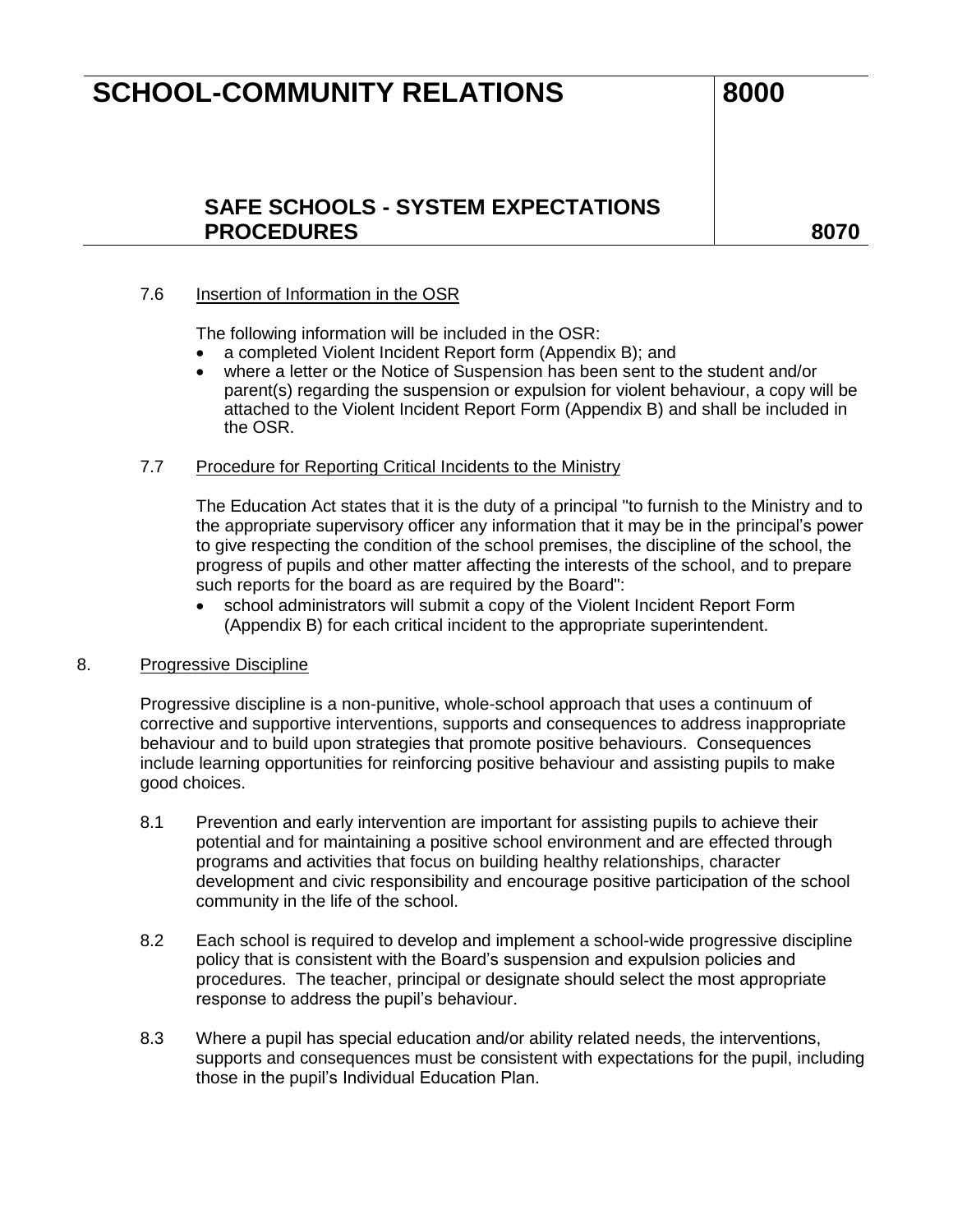### 7.6 Insertion of Information in the OSR

The following information will be included in the OSR:

- a completed Violent Incident Report form (Appendix B); and
- where a letter or the Notice of Suspension has been sent to the student and/or parent(s) regarding the suspension or expulsion for violent behaviour, a copy will be attached to the Violent Incident Report Form (Appendix B) and shall be included in the OSR.

### 7.7 Procedure for Reporting Critical Incidents to the Ministry

The Education Act states that it is the duty of a principal "to furnish to the Ministry and to the appropriate supervisory officer any information that it may be in the principal's power to give respecting the condition of the school premises, the discipline of the school, the progress of pupils and other matter affecting the interests of the school, and to prepare such reports for the board as are required by the Board":

- school administrators will submit a copy of the Violent Incident Report Form (Appendix B) for each critical incident to the appropriate superintendent.

## 8. Progressive Discipline

Progressive discipline is a non-punitive, whole-school approach that uses a continuum of corrective and supportive interventions, supports and consequences to address inappropriate behaviour and to build upon strategies that promote positive behaviours. Consequences include learning opportunities for reinforcing positive behaviour and assisting pupils to make good choices.

8.1 Prevention and early intervention are important for assisting pupils to achieve their potential and for maintaining a positive school environment and are effected through programs and activities that focus on building healthy relationships, character development and civic responsibility and encourage positive participation of the school community in the life of the school.

8.2 Each school is required to develop and implement a school-wide progressive discipline policy that is consistent with the Board's suspension and expulsion policies and procedures. The teacher, principal or designate should select the most appropriate response to address the pupil's behaviour.

8.3 Where a pupil has special education and/or ability related needs, the interventions, supports and consequences must be consistent with expectations for the pupil, including those in the pupil's Individual Education Plan.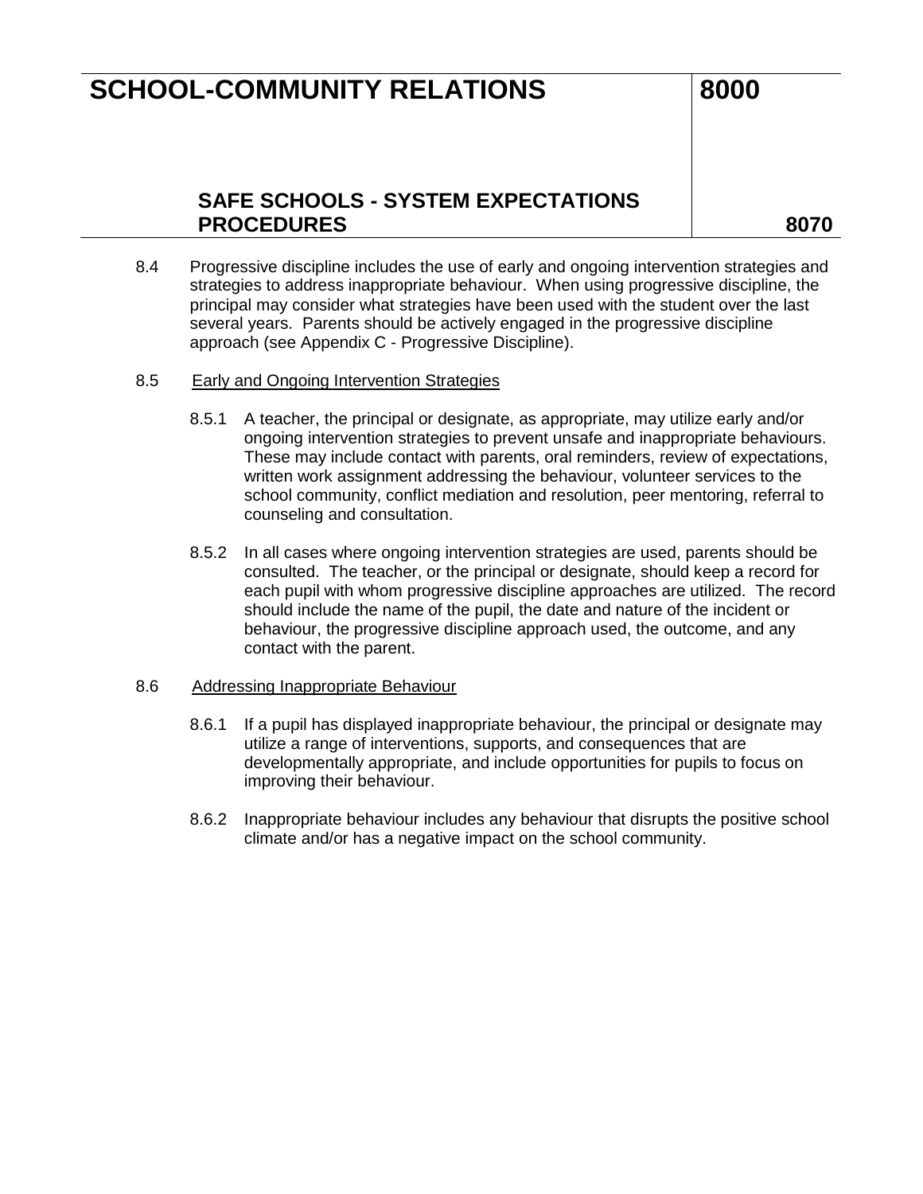8.4 Progressive discipline includes the use of early and ongoing intervention strategies and strategies to address inappropriate behaviour. When using progressive discipline, the principal may consider what strategies have been used with the student over the last several years. Parents should be actively engaged in the progressive discipline approach (see Appendix C - Progressive Discipline).

8.5 Early and Ongoing Intervention Strategies

8.5.1 A teacher, the principal or designate, as appropriate, may utilize early and/or ongoing intervention strategies to prevent unsafe and inappropriate behaviours. These may include contact with parents, oral reminders, review of expectations, written work assignment addressing the behaviour, volunteer services to the school community, conflict mediation and resolution, peer mentoring, referral to counseling and consultation.

8.5.2 In all cases where ongoing intervention strategies are used, parents should be consulted. The teacher, or the principal or designate, should keep a record for each pupil with whom progressive discipline approaches are utilized. The record should include the name of the pupil, the date and nature of the incident or behaviour, the progressive discipline approach used, the outcome, and any contact with the parent.

8.6 Addressing Inappropriate Behaviour

8.6.1 If a pupil has displayed inappropriate behaviour, the principal or designate may utilize a range of interventions, supports, and consequences that are developmentally appropriate, and include opportunities for pupils to focus on improving their behaviour.

8.6.2 Inappropriate behaviour includes any behaviour that disrupts the positive school climate and/or has a negative impact on the school community.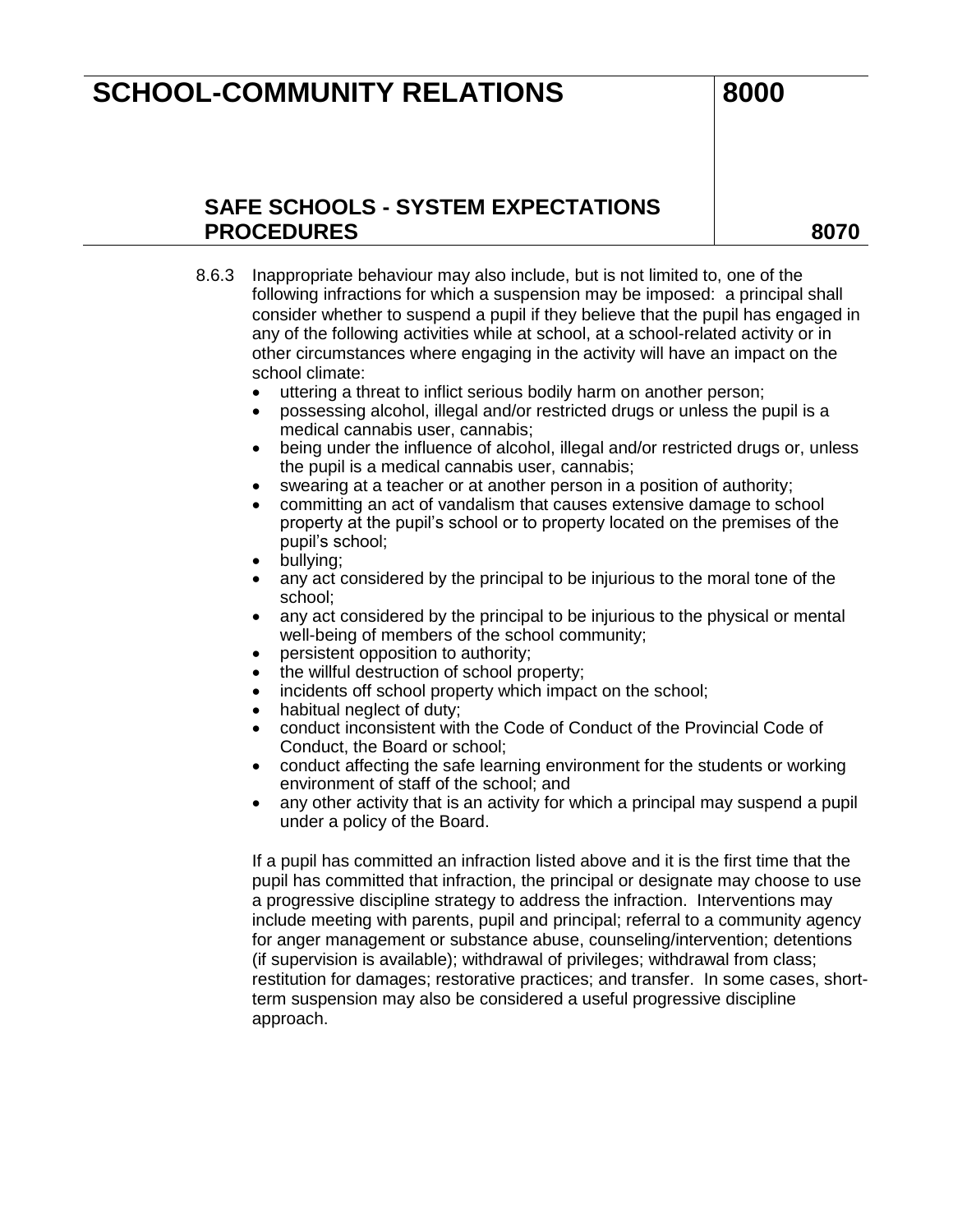8.6.3 Inappropriate behaviour may also include, but is not limited to, one of the following infractions for which a suspension may be imposed: a principal shall consider whether to suspend a pupil if they believe that the pupil has engaged in any of the following activities while at school, at a school-related activity or in other circumstances where engaging in the activity will have an impact on the school climate:

- uttering a threat to inflict serious bodily harm on another person;
- possessing alcohol, illegal and/or restricted drugs or unless the pupil is a medical cannabis user, cannabis;
- being under the influence of alcohol, illegal and/or restricted drugs or, unless the pupil is a medical cannabis user, cannabis;
- swearing at a teacher or at another person in a position of authority;
- committing an act of vandalism that causes extensive damage to school property at the pupil's school or to property located on the premises of the pupil's school;
- bullying;
- any act considered by the principal to be injurious to the moral tone of the school;
- any act considered by the principal to be injurious to the physical or mental well-being of members of the school community;
- persistent opposition to authority;
- the willful destruction of school property;
- incidents off school property which impact on the school;
- habitual neglect of duty;
- conduct inconsistent with the Code of Conduct of the Provincial Code of Conduct, the Board or school;
- conduct affecting the safe learning environment for the students or working environment of staff of the school; and
- any other activity that is an activity for which a principal may suspend a pupil under a policy of the Board.

If a pupil has committed an infraction listed above and it is the first time that the pupil has committed that infraction, the principal or designate may choose to use a progressive discipline strategy to address the infraction. Interventions may include meeting with parents, pupil and principal; referral to a community agency for anger management or substance abuse, counseling/intervention; detentions (if supervision is available); withdrawal of privileges; withdrawal from class; restitution for damages; restorative practices; and transfer. In some cases, short-term suspension may also be considered a useful progressive discipline approach.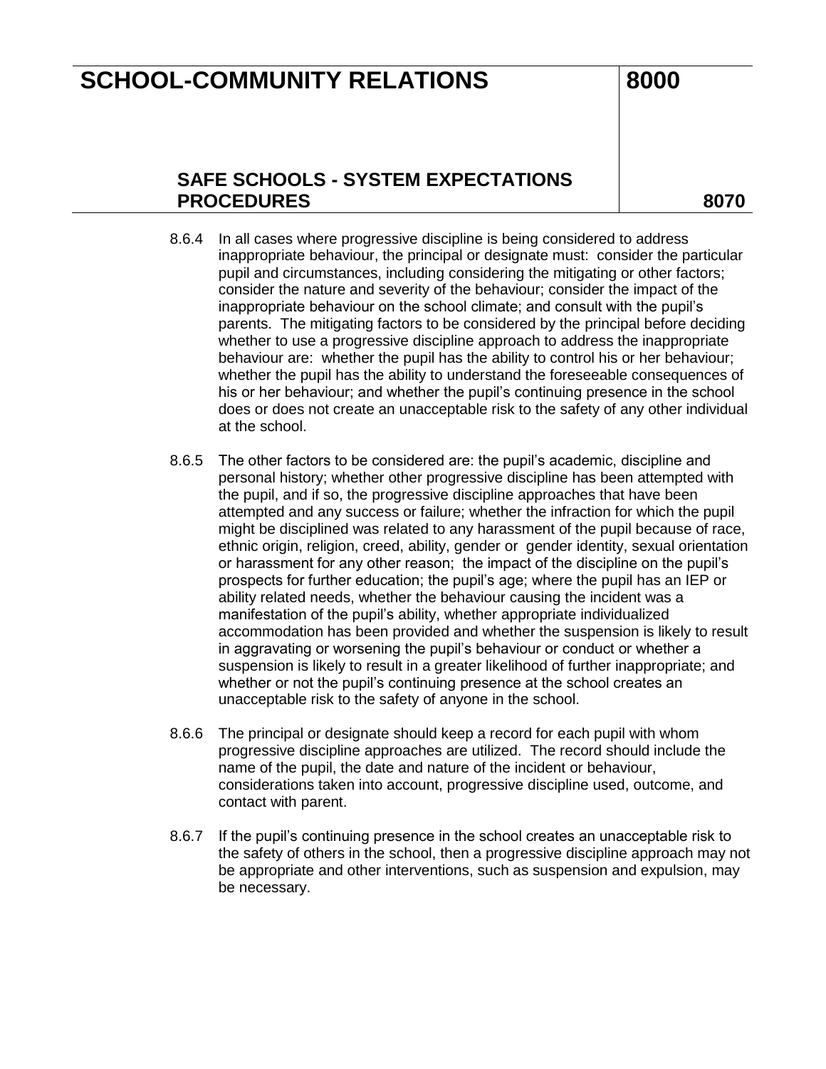8.6.4 In all cases where progressive discipline is being considered to address inappropriate behaviour, the principal or designate must: consider the particular pupil and circumstances, including considering the mitigating or other factors; consider the nature and severity of the behaviour; consider the impact of the inappropriate behaviour on the school climate; and consult with the pupil's parents. The mitigating factors to be considered by the principal before deciding whether to use a progressive discipline approach to address the inappropriate behaviour are: whether the pupil has the ability to control his or her behaviour; whether the pupil has the ability to understand the foreseeable consequences of his or her behaviour; and whether the pupil's continuing presence in the school does or does not create an unacceptable risk to the safety of any other individual at the school.

8.6.5 The other factors to be considered are: the pupil's academic, discipline and personal history; whether other progressive discipline has been attempted with the pupil, and if so, the progressive discipline approaches that have been attempted and any success or failure; whether the infraction for which the pupil might be disciplined was related to any harassment of the pupil because of race, ethnic origin, religion, creed, ability, gender or gender identity, sexual orientation or harassment for any other reason; the impact of the discipline on the pupil's prospects for further education; the pupil's age; where the pupil has an IEP or ability related needs, whether the behaviour causing the incident was a manifestation of the pupil's ability, whether appropriate individualized accommodation has been provided and whether the suspension is likely to result in aggravating or worsening the pupil's behaviour or conduct or whether a suspension is likely to result in a greater likelihood of further inappropriate; and whether or not the pupil's continuing presence at the school creates an unacceptable risk to the safety of anyone in the school.

8.6.6 The principal or designate should keep a record for each pupil with whom progressive discipline approaches are utilized. The record should include the name of the pupil, the date and nature of the incident or behaviour, considerations taken into account, progressive discipline used, outcome, and contact with parent.

8.6.7 If the pupil's continuing presence in the school creates an unacceptable risk to the safety of others in the school, then a progressive discipline approach may not be appropriate and other interventions, such as suspension and expulsion, may be necessary.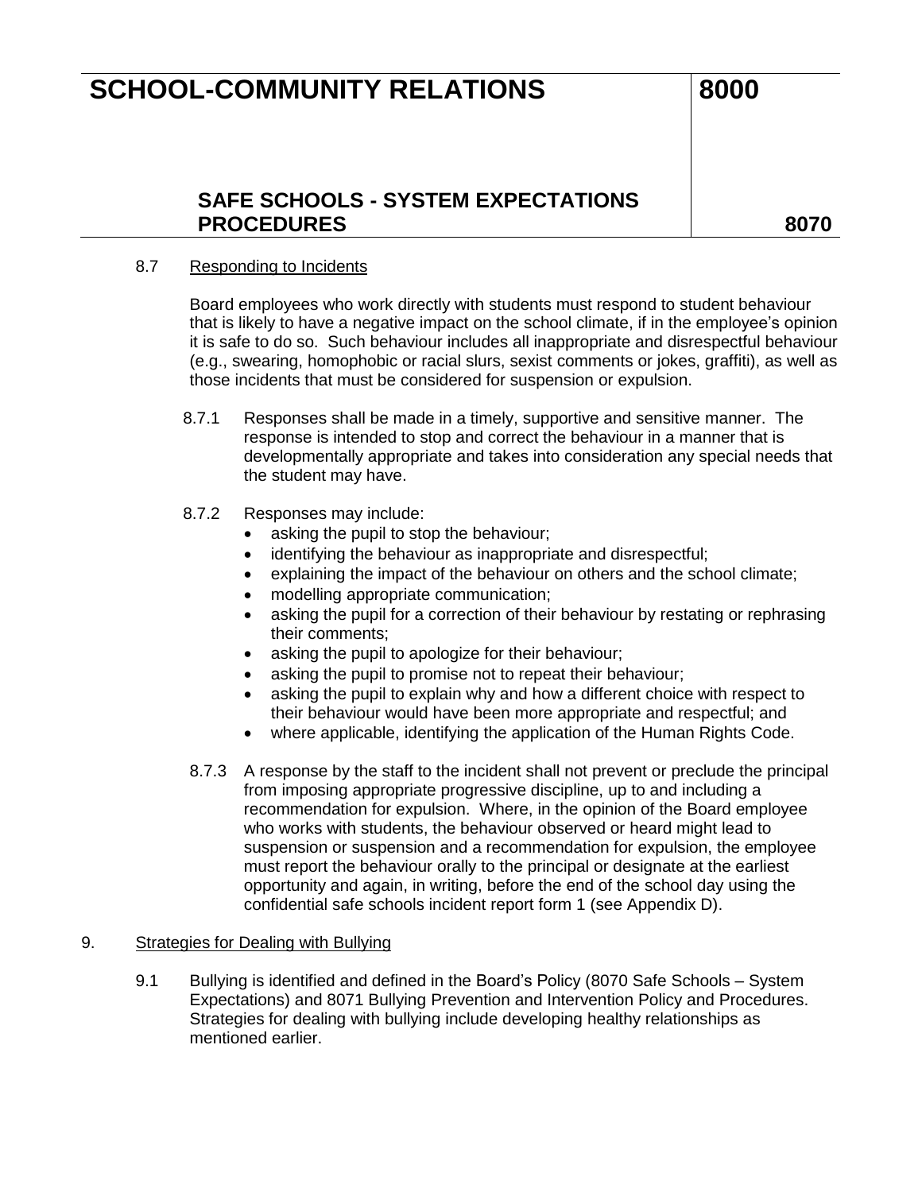8.7 Responding to Incidents

Board employees who work directly with students must respond to student behaviour that is likely to have a negative impact on the school climate, if in the employee's opinion it is safe to do so. Such behaviour includes all inappropriate and disrespectful behaviour (e.g., swearing, homophobic or racial slurs, sexist comments or jokes, graffiti), as well as those incidents that must be considered for suspension or expulsion.

8.7.1 Responses shall be made in a timely, supportive and sensitive manner. The response is intended to stop and correct the behaviour in a manner that is developmentally appropriate and takes into consideration any special needs that the student may have.

8.7.2 Responses may include:

- asking the pupil to stop the behaviour;
- identifying the behaviour as inappropriate and disrespectful;
- explaining the impact of the behaviour on others and the school climate;
- modelling appropriate communication;
- asking the pupil for a correction of their behaviour by restating or rephrasing their comments;
- asking the pupil to apologize for their behaviour;
- asking the pupil to promise not to repeat their behaviour;
- asking the pupil to explain why and how a different choice with respect to their behaviour would have been more appropriate and respectful; and
- where applicable, identifying the application of the Human Rights Code.

8.7.3 A response by the staff to the incident shall not prevent or preclude the principal from imposing appropriate progressive discipline, up to and including a recommendation for expulsion. Where, in the opinion of the Board employee who works with students, the behaviour observed or heard might lead to suspension or suspension and a recommendation for expulsion, the employee must report the behaviour orally to the principal or designate at the earliest opportunity and again, in writing, before the end of the school day using the confidential safe schools incident report form 1 (see Appendix D).

9. Strategies for Dealing with Bullying

9.1 Bullying is identified and defined in the Board's Policy (8070 Safe Schools – System Expectations) and 8071 Bullying Prevention and Intervention Policy and Procedures. Strategies for dealing with bullying include developing healthy relationships as mentioned earlier.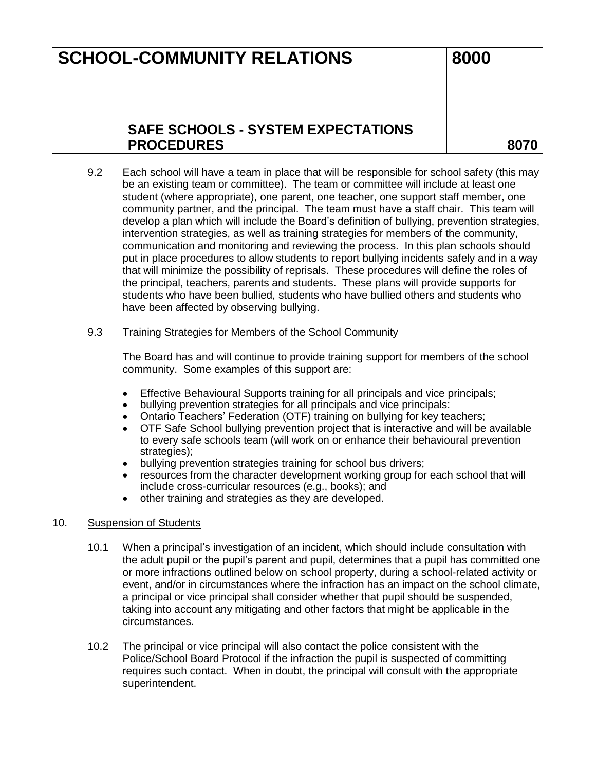9.2 Each school will have a team in place that will be responsible for school safety (this may be an existing team or committee). The team or committee will include at least one student (where appropriate), one parent, one teacher, one support staff member, one community partner, and the principal. The team must have a staff chair. This team will develop a plan which will include the Board's definition of bullying, prevention strategies, intervention strategies, as well as training strategies for members of the community, communication and monitoring and reviewing the process. In this plan schools should put in place procedures to allow students to report bullying incidents safely and in a way that will minimize the possibility of reprisals. These procedures will define the roles of the principal, teachers, parents and students. These plans will provide supports for students who have been bullied, students who have bullied others and students who have been affected by observing bullying.

9.3 Training Strategies for Members of the School Community

The Board has and will continue to provide training support for members of the school community. Some examples of this support are:

- Effective Behavioural Supports training for all principals and vice principals;
- bullying prevention strategies for all principals and vice principals:
- Ontario Teachers' Federation (OTF) training on bullying for key teachers;
- OTF Safe School bullying prevention project that is interactive and will be available to every safe schools team (will work on or enhance their behavioural prevention strategies);
- bullying prevention strategies training for school bus drivers;
- resources from the character development working group for each school that will include cross-curricular resources (e.g., books); and
- other training and strategies as they are developed.

10. Suspension of Students

10.1 When a principal's investigation of an incident, which should include consultation with the adult pupil or the pupil's parent and pupil, determines that a pupil has committed one or more infractions outlined below on school property, during a school-related activity or event, and/or in circumstances where the infraction has an impact on the school climate, a principal or vice principal shall consider whether that pupil should be suspended, taking into account any mitigating and other factors that might be applicable in the circumstances.

10.2 The principal or vice principal will also contact the police consistent with the Police/School Board Protocol if the infraction the pupil is suspected of committing requires such contact. When in doubt, the principal will consult with the appropriate superintendent.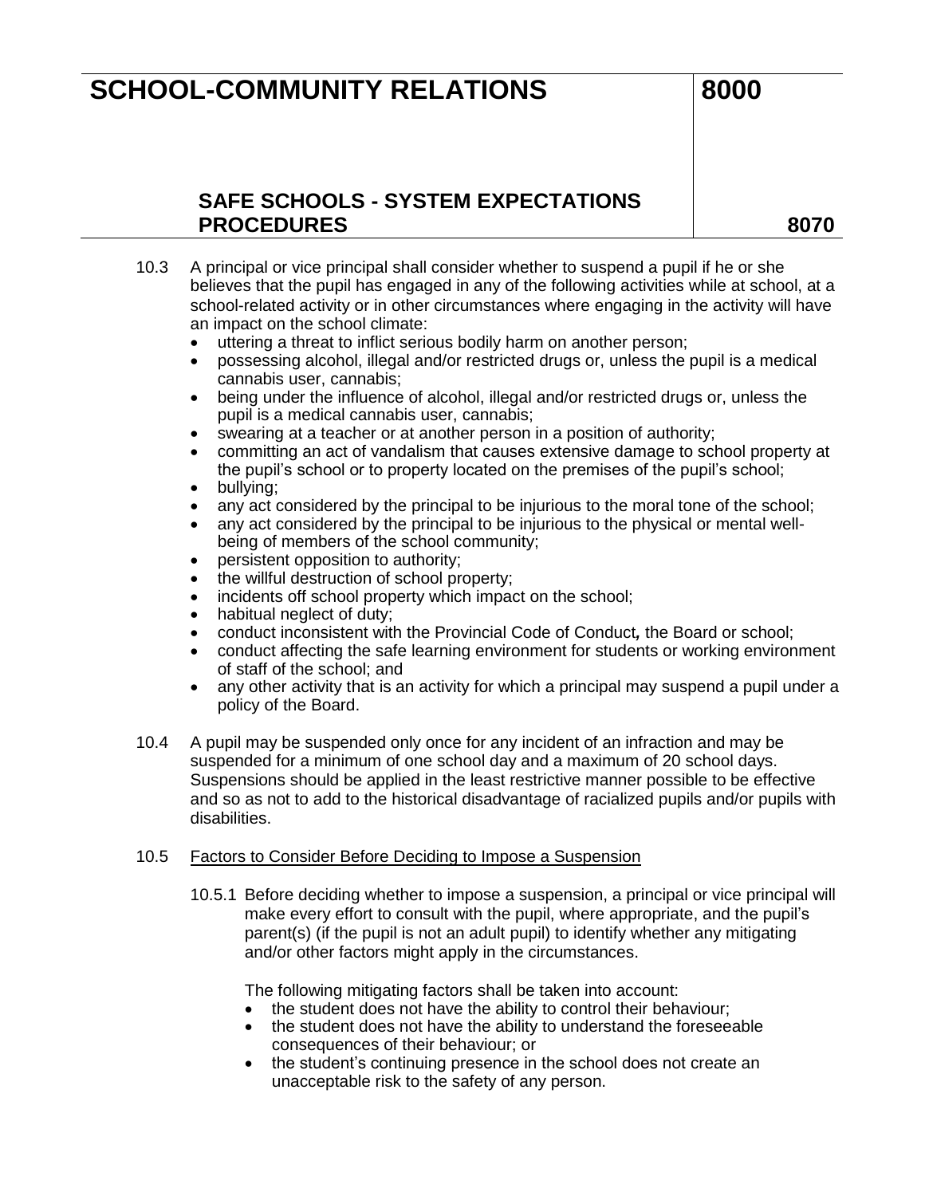10.3 A principal or vice principal shall consider whether to suspend a pupil if he or she believes that the pupil has engaged in any of the following activities while at school, at a school-related activity or in other circumstances where engaging in the activity will have an impact on the school climate:

- uttering a threat to inflict serious bodily harm on another person;
- possessing alcohol, illegal and/or restricted drugs or, unless the pupil is a medical cannabis user, cannabis;
- being under the influence of alcohol, illegal and/or restricted drugs or, unless the pupil is a medical cannabis user, cannabis;
- swearing at a teacher or at another person in a position of authority;
- committing an act of vandalism that causes extensive damage to school property at the pupil's school or to property located on the premises of the pupil's school;
- bullying;
- any act considered by the principal to be injurious to the moral tone of the school;
- any act considered by the principal to be injurious to the physical or mental well-being of members of the school community;
- persistent opposition to authority;
- the willful destruction of school property;
- incidents off school property which impact on the school;
- habitual neglect of duty;
- conduct inconsistent with the Provincial Code of Conduct*,* the Board or school;
- conduct affecting the safe learning environment for students or working environment of staff of the school; and
- any other activity that is an activity for which a principal may suspend a pupil under a policy of the Board.

10.4 A pupil may be suspended only once for any incident of an infraction and may be suspended for a minimum of one school day and a maximum of 20 school days. Suspensions should be applied in the least restrictive manner possible to be effective and so as not to add to the historical disadvantage of racialized pupils and/or pupils with disabilities.

10.5 Factors to Consider Before Deciding to Impose a Suspension

10.5.1 Before deciding whether to impose a suspension, a principal or vice principal will make every effort to consult with the pupil, where appropriate, and the pupil's parent(s) (if the pupil is not an adult pupil) to identify whether any mitigating and/or other factors might apply in the circumstances.

The following mitigating factors shall be taken into account:

- the student does not have the ability to control their behaviour;
- the student does not have the ability to understand the foreseeable consequences of their behaviour; or
- the student's continuing presence in the school does not create an unacceptable risk to the safety of any person.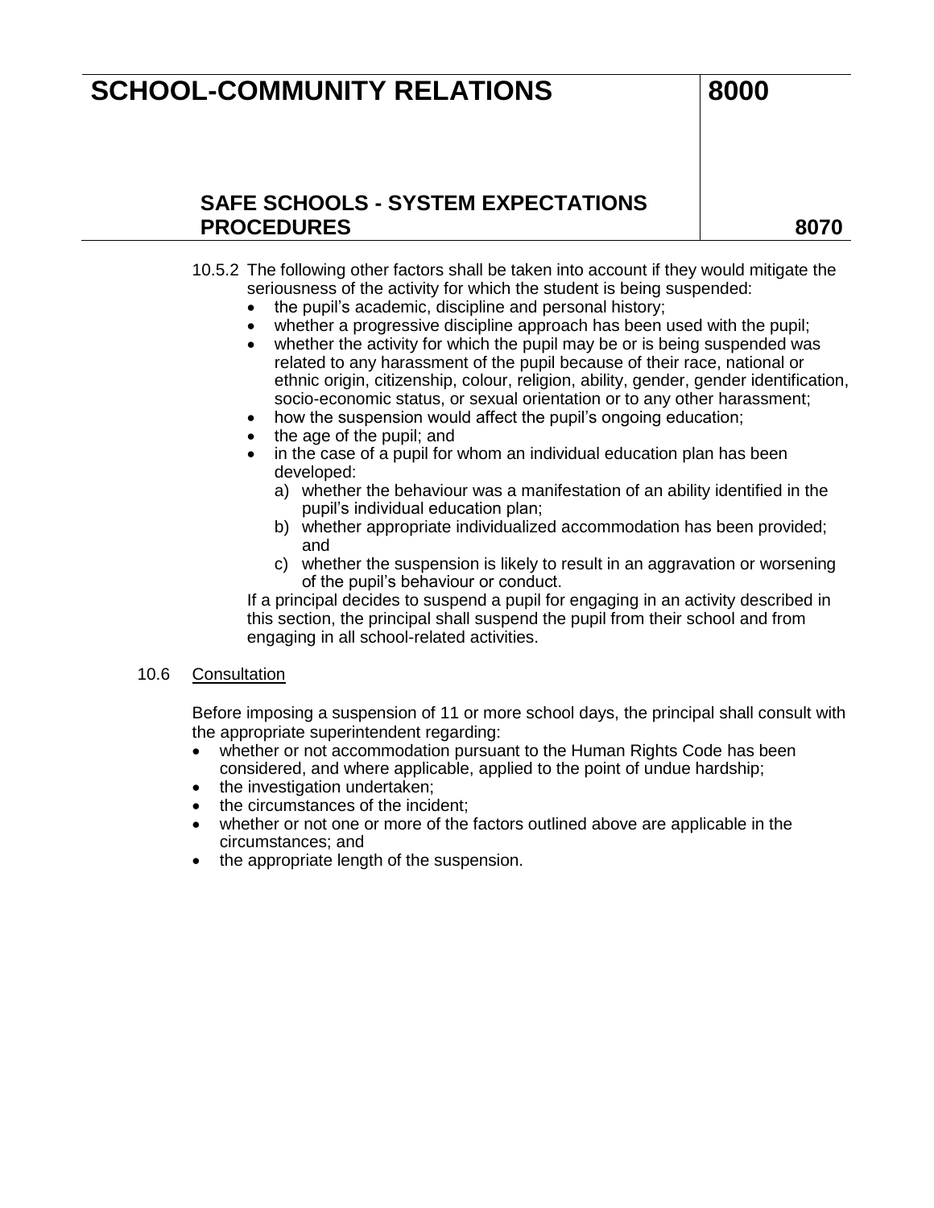10.5.2 The following other factors shall be taken into account if they would mitigate the seriousness of the activity for which the student is being suspended:

- the pupil's academic, discipline and personal history;
- whether a progressive discipline approach has been used with the pupil;
- whether the activity for which the pupil may be or is being suspended was related to any harassment of the pupil because of their race, national or ethnic origin, citizenship, colour, religion, ability, gender, gender identification, socio-economic status, or sexual orientation or to any other harassment;
- how the suspension would affect the pupil's ongoing education;
- the age of the pupil; and
- in the case of a pupil for whom an individual education plan has been developed:
  - a) whether the behaviour was a manifestation of an ability identified in the pupil's individual education plan;
  - b) whether appropriate individualized accommodation has been provided; and
  - c) whether the suspension is likely to result in an aggravation or worsening of the pupil's behaviour or conduct.

If a principal decides to suspend a pupil for engaging in an activity described in this section, the principal shall suspend the pupil from their school and from engaging in all school-related activities.

### 10.6 Consultation

Before imposing a suspension of 11 or more school days, the principal shall consult with the appropriate superintendent regarding:

- whether or not accommodation pursuant to the Human Rights Code has been considered, and where applicable, applied to the point of undue hardship;
- the investigation undertaken;
- the circumstances of the incident;
- whether or not one or more of the factors outlined above are applicable in the circumstances; and
- the appropriate length of the suspension.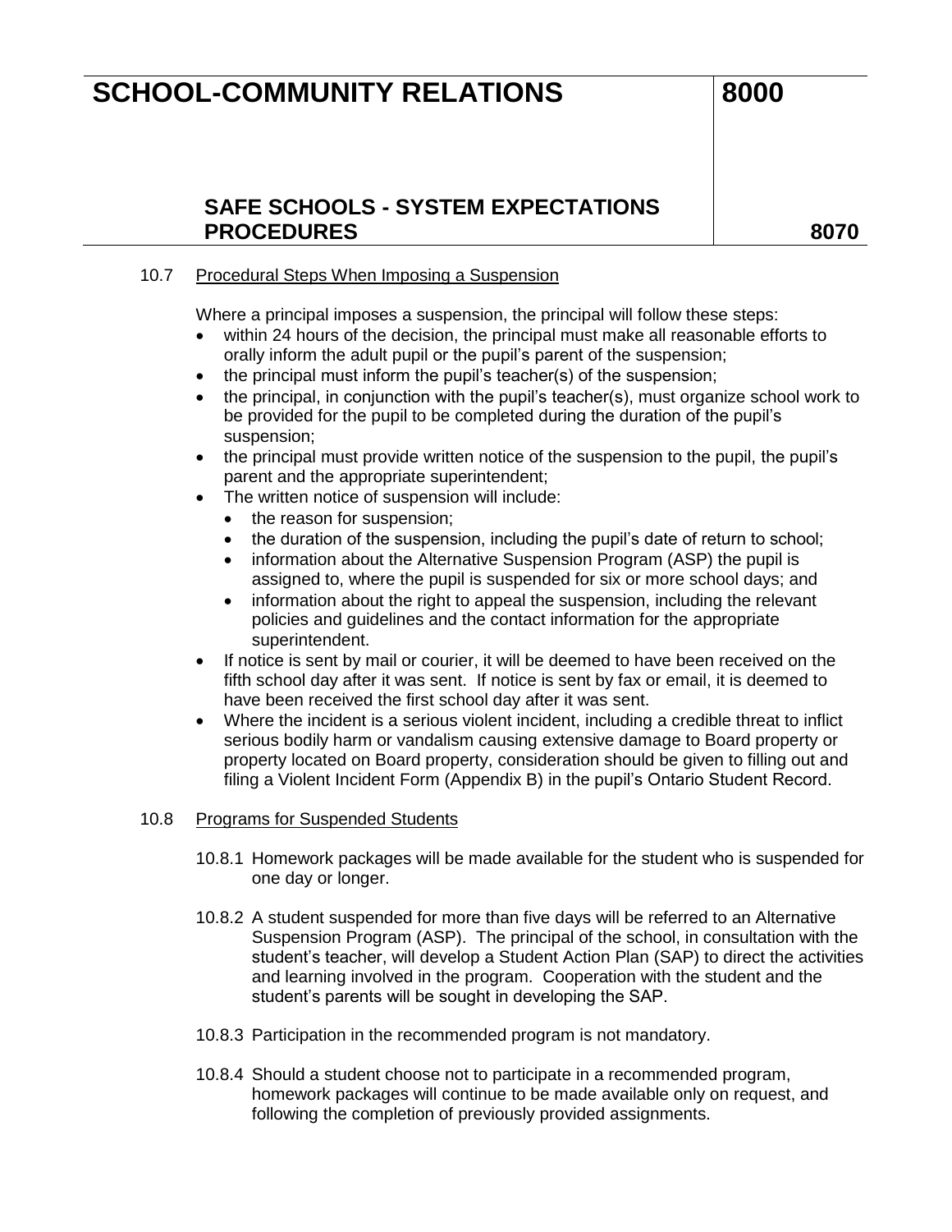### 10.7 Procedural Steps When Imposing a Suspension

Where a principal imposes a suspension, the principal will follow these steps:

- within 24 hours of the decision, the principal must make all reasonable efforts to orally inform the adult pupil or the pupil's parent of the suspension;
- the principal must inform the pupil's teacher(s) of the suspension;
- the principal, in conjunction with the pupil's teacher(s), must organize school work to be provided for the pupil to be completed during the duration of the pupil's suspension;
- the principal must provide written notice of the suspension to the pupil, the pupil's parent and the appropriate superintendent;
- The written notice of suspension will include:
  - the reason for suspension;
  - the duration of the suspension, including the pupil's date of return to school;
  - information about the Alternative Suspension Program (ASP) the pupil is assigned to, where the pupil is suspended for six or more school days; and
  - information about the right to appeal the suspension, including the relevant policies and guidelines and the contact information for the appropriate superintendent.
- If notice is sent by mail or courier, it will be deemed to have been received on the fifth school day after it was sent. If notice is sent by fax or email, it is deemed to have been received the first school day after it was sent.
- Where the incident is a serious violent incident, including a credible threat to inflict serious bodily harm or vandalism causing extensive damage to Board property or property located on Board property, consideration should be given to filling out and filing a Violent Incident Form (Appendix B) in the pupil's Ontario Student Record.

### 10.8 Programs for Suspended Students

10.8.1 Homework packages will be made available for the student who is suspended for one day or longer.

10.8.2 A student suspended for more than five days will be referred to an Alternative Suspension Program (ASP). The principal of the school, in consultation with the student's teacher, will develop a Student Action Plan (SAP) to direct the activities and learning involved in the program. Cooperation with the student and the student's parents will be sought in developing the SAP.

10.8.3 Participation in the recommended program is not mandatory.

10.8.4 Should a student choose not to participate in a recommended program, homework packages will continue to be made available only on request, and following the completion of previously provided assignments.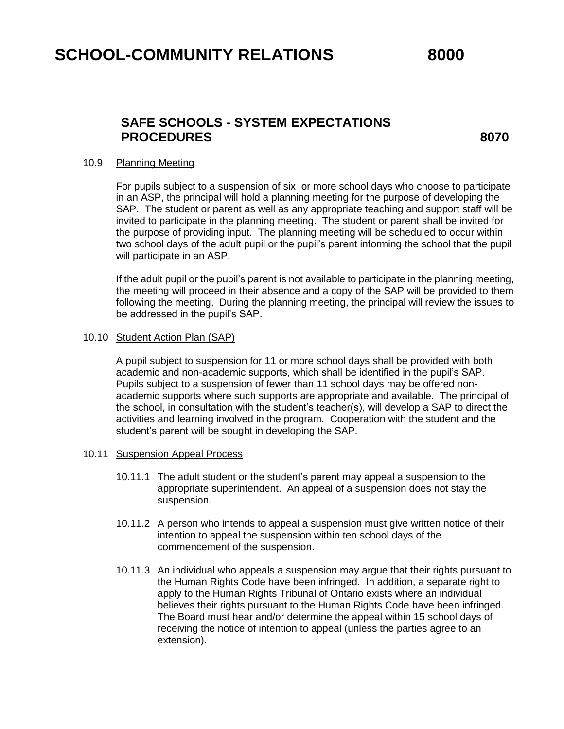### 10.9 Planning Meeting

For pupils subject to a suspension of six or more school days who choose to participate in an ASP, the principal will hold a planning meeting for the purpose of developing the SAP. The student or parent as well as any appropriate teaching and support staff will be invited to participate in the planning meeting. The student or parent shall be invited for the purpose of providing input. The planning meeting will be scheduled to occur within two school days of the adult pupil or the pupil's parent informing the school that the pupil will participate in an ASP.

If the adult pupil or the pupil's parent is not available to participate in the planning meeting, the meeting will proceed in their absence and a copy of the SAP will be provided to them following the meeting. During the planning meeting, the principal will review the issues to be addressed in the pupil's SAP.

### 10.10 Student Action Plan (SAP)

A pupil subject to suspension for 11 or more school days shall be provided with both academic and non-academic supports, which shall be identified in the pupil's SAP. Pupils subject to a suspension of fewer than 11 school days may be offered non-academic supports where such supports are appropriate and available. The principal of the school, in consultation with the student's teacher(s), will develop a SAP to direct the activities and learning involved in the program. Cooperation with the student and the student's parent will be sought in developing the SAP.

### 10.11 Suspension Appeal Process

10.11.1 The adult student or the student's parent may appeal a suspension to the appropriate superintendent. An appeal of a suspension does not stay the suspension.

10.11.2 A person who intends to appeal a suspension must give written notice of their intention to appeal the suspension within ten school days of the commencement of the suspension.

10.11.3 An individual who appeals a suspension may argue that their rights pursuant to the Human Rights Code have been infringed. In addition, a separate right to apply to the Human Rights Tribunal of Ontario exists where an individual believes their rights pursuant to the Human Rights Code have been infringed. The Board must hear and/or determine the appeal within 15 school days of receiving the notice of intention to appeal (unless the parties agree to an extension).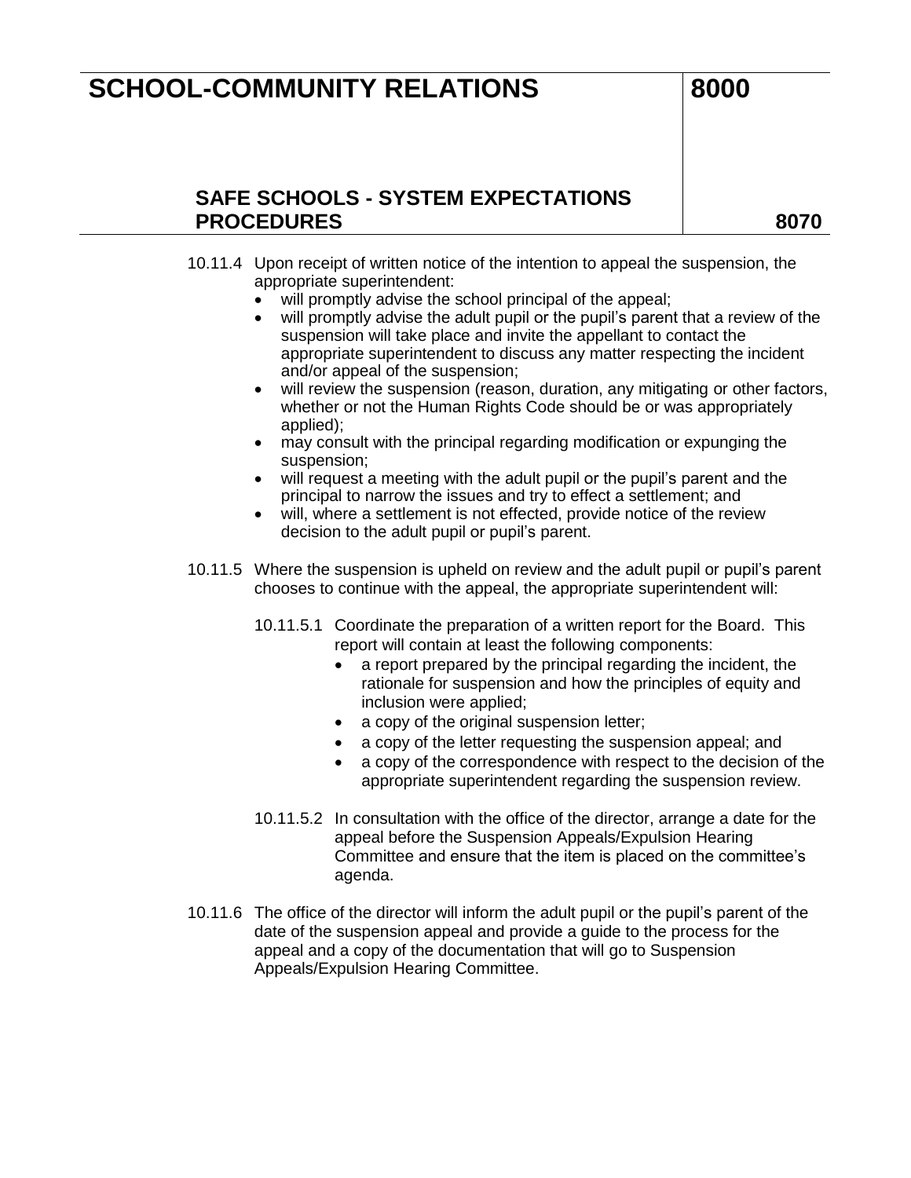10.11.4 Upon receipt of written notice of the intention to appeal the suspension, the appropriate superintendent:

- will promptly advise the school principal of the appeal;
- will promptly advise the adult pupil or the pupil's parent that a review of the suspension will take place and invite the appellant to contact the appropriate superintendent to discuss any matter respecting the incident and/or appeal of the suspension;
- will review the suspension (reason, duration, any mitigating or other factors, whether or not the Human Rights Code should be or was appropriately applied);
- may consult with the principal regarding modification or expunging the suspension;
- will request a meeting with the adult pupil or the pupil's parent and the principal to narrow the issues and try to effect a settlement; and
- will, where a settlement is not effected, provide notice of the review decision to the adult pupil or pupil's parent.

10.11.5 Where the suspension is upheld on review and the adult pupil or pupil's parent chooses to continue with the appeal, the appropriate superintendent will:

10.11.5.1 Coordinate the preparation of a written report for the Board. This report will contain at least the following components:

- a report prepared by the principal regarding the incident, the rationale for suspension and how the principles of equity and inclusion were applied;
- a copy of the original suspension letter;
- a copy of the letter requesting the suspension appeal; and
- a copy of the correspondence with respect to the decision of the appropriate superintendent regarding the suspension review.

10.11.5.2 In consultation with the office of the director, arrange a date for the appeal before the Suspension Appeals/Expulsion Hearing Committee and ensure that the item is placed on the committee's agenda.

10.11.6 The office of the director will inform the adult pupil or the pupil's parent of the date of the suspension appeal and provide a guide to the process for the appeal and a copy of the documentation that will go to Suspension Appeals/Expulsion Hearing Committee.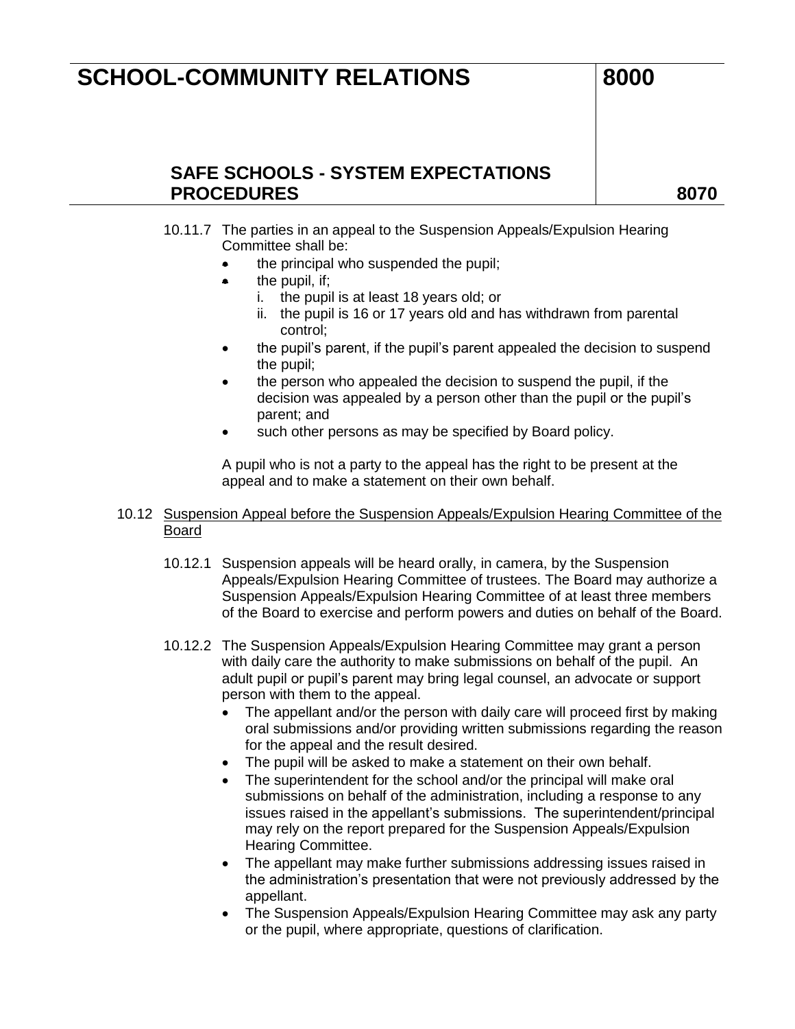10.11.7 The parties in an appeal to the Suspension Appeals/Expulsion Hearing Committee shall be:

- the principal who suspended the pupil;
- the pupil, if;
    - i. the pupil is at least 18 years old; or
    - ii. the pupil is 16 or 17 years old and has withdrawn from parental control;
- the pupil's parent, if the pupil's parent appealed the decision to suspend the pupil;
- the person who appealed the decision to suspend the pupil, if the decision was appealed by a person other than the pupil or the pupil's parent; and
- such other persons as may be specified by Board policy.

A pupil who is not a party to the appeal has the right to be present at the appeal and to make a statement on their own behalf.

10.12 Suspension Appeal before the Suspension Appeals/Expulsion Hearing Committee of the Board

10.12.1 Suspension appeals will be heard orally, in camera, by the Suspension Appeals/Expulsion Hearing Committee of trustees. The Board may authorize a Suspension Appeals/Expulsion Hearing Committee of at least three members of the Board to exercise and perform powers and duties on behalf of the Board.

10.12.2 The Suspension Appeals/Expulsion Hearing Committee may grant a person with daily care the authority to make submissions on behalf of the pupil. An adult pupil or pupil's parent may bring legal counsel, an advocate or support person with them to the appeal.

- The appellant and/or the person with daily care will proceed first by making oral submissions and/or providing written submissions regarding the reason for the appeal and the result desired.
- The pupil will be asked to make a statement on their own behalf.
- The superintendent for the school and/or the principal will make oral submissions on behalf of the administration, including a response to any issues raised in the appellant's submissions. The superintendent/principal may rely on the report prepared for the Suspension Appeals/Expulsion Hearing Committee.
- The appellant may make further submissions addressing issues raised in the administration's presentation that were not previously addressed by the appellant.
- The Suspension Appeals/Expulsion Hearing Committee may ask any party or the pupil, where appropriate, questions of clarification.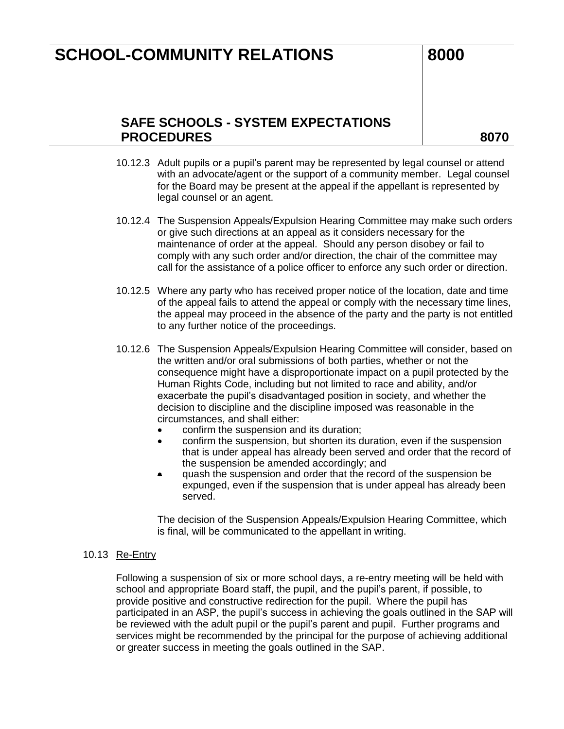10.12.3 Adult pupils or a pupil's parent may be represented by legal counsel or attend with an advocate/agent or the support of a community member. Legal counsel for the Board may be present at the appeal if the appellant is represented by legal counsel or an agent.

10.12.4 The Suspension Appeals/Expulsion Hearing Committee may make such orders or give such directions at an appeal as it considers necessary for the maintenance of order at the appeal. Should any person disobey or fail to comply with any such order and/or direction, the chair of the committee may call for the assistance of a police officer to enforce any such order or direction.

10.12.5 Where any party who has received proper notice of the location, date and time of the appeal fails to attend the appeal or comply with the necessary time lines, the appeal may proceed in the absence of the party and the party is not entitled to any further notice of the proceedings.

10.12.6 The Suspension Appeals/Expulsion Hearing Committee will consider, based on the written and/or oral submissions of both parties, whether or not the consequence might have a disproportionate impact on a pupil protected by the Human Rights Code, including but not limited to race and ability, and/or exacerbate the pupil's disadvantaged position in society, and whether the decision to discipline and the discipline imposed was reasonable in the circumstances, and shall either:

- confirm the suspension and its duration;
- confirm the suspension, but shorten its duration, even if the suspension that is under appeal has already been served and order that the record of the suspension be amended accordingly; and
- quash the suspension and order that the record of the suspension be expunged, even if the suspension that is under appeal has already been served.

The decision of the Suspension Appeals/Expulsion Hearing Committee, which is final, will be communicated to the appellant in writing.

10.13 Re-Entry

Following a suspension of six or more school days, a re-entry meeting will be held with school and appropriate Board staff, the pupil, and the pupil's parent, if possible, to provide positive and constructive redirection for the pupil. Where the pupil has participated in an ASP, the pupil's success in achieving the goals outlined in the SAP will be reviewed with the adult pupil or the pupil's parent and pupil. Further programs and services might be recommended by the principal for the purpose of achieving additional or greater success in meeting the goals outlined in the SAP.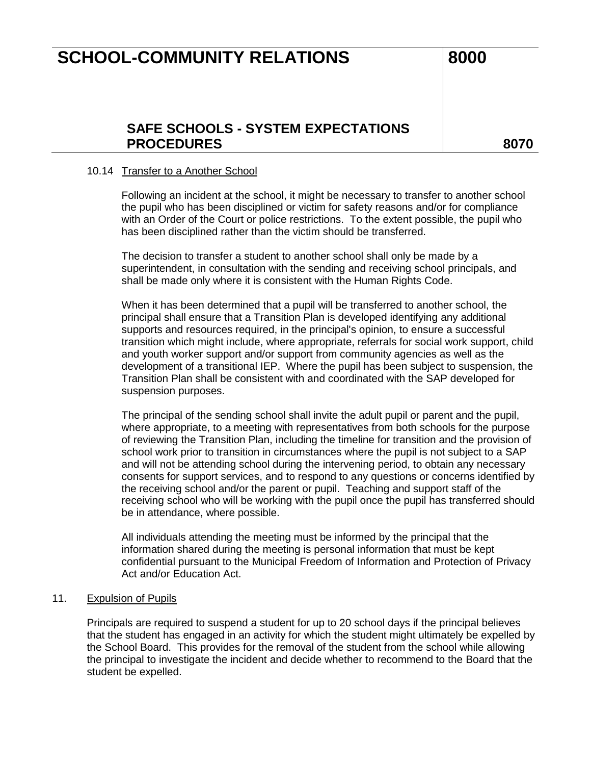### 10.14 Transfer to a Another School

Following an incident at the school, it might be necessary to transfer to another school the pupil who has been disciplined or victim for safety reasons and/or for compliance with an Order of the Court or police restrictions. To the extent possible, the pupil who has been disciplined rather than the victim should be transferred.

The decision to transfer a student to another school shall only be made by a superintendent, in consultation with the sending and receiving school principals, and shall be made only where it is consistent with the Human Rights Code.

When it has been determined that a pupil will be transferred to another school, the principal shall ensure that a Transition Plan is developed identifying any additional supports and resources required, in the principal's opinion, to ensure a successful transition which might include, where appropriate, referrals for social work support, child and youth worker support and/or support from community agencies as well as the development of a transitional IEP. Where the pupil has been subject to suspension, the Transition Plan shall be consistent with and coordinated with the SAP developed for suspension purposes.

The principal of the sending school shall invite the adult pupil or parent and the pupil, where appropriate, to a meeting with representatives from both schools for the purpose of reviewing the Transition Plan, including the timeline for transition and the provision of school work prior to transition in circumstances where the pupil is not subject to a SAP and will not be attending school during the intervening period, to obtain any necessary consents for support services, and to respond to any questions or concerns identified by the receiving school and/or the parent or pupil. Teaching and support staff of the receiving school who will be working with the pupil once the pupil has transferred should be in attendance, where possible.

All individuals attending the meeting must be informed by the principal that the information shared during the meeting is personal information that must be kept confidential pursuant to the Municipal Freedom of Information and Protection of Privacy Act and/or Education Act.

## 11. Expulsion of Pupils

Principals are required to suspend a student for up to 20 school days if the principal believes that the student has engaged in an activity for which the student might ultimately be expelled by the School Board. This provides for the removal of the student from the school while allowing the principal to investigate the incident and decide whether to recommend to the Board that the student be expelled.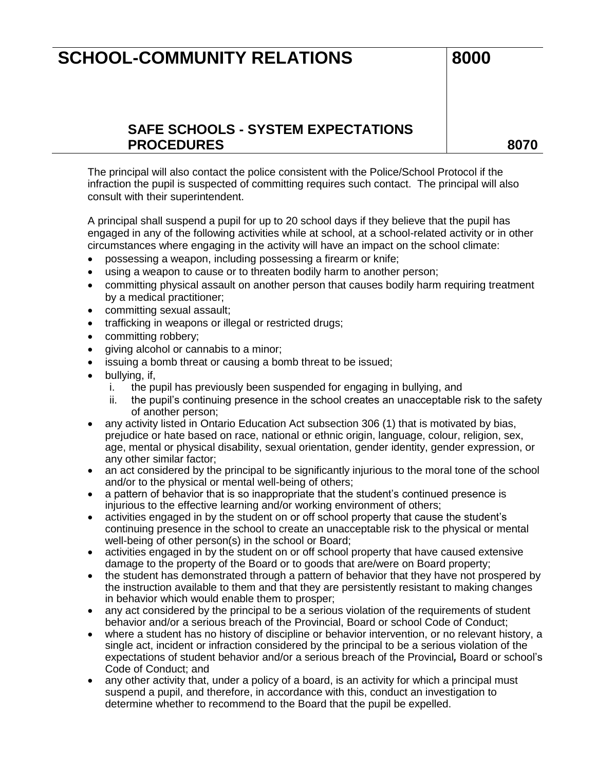The principal will also contact the police consistent with the Police/School Protocol if the infraction the pupil is suspected of committing requires such contact. The principal will also consult with their superintendent.

A principal shall suspend a pupil for up to 20 school days if they believe that the pupil has engaged in any of the following activities while at school, at a school-related activity or in other circumstances where engaging in the activity will have an impact on the school climate:

- possessing a weapon, including possessing a firearm or knife;
- using a weapon to cause or to threaten bodily harm to another person;
- committing physical assault on another person that causes bodily harm requiring treatment by a medical practitioner;
- committing sexual assault;
- trafficking in weapons or illegal or restricted drugs;
- committing robbery;
- giving alcohol or cannabis to a minor;
- issuing a bomb threat or causing a bomb threat to be issued;
- bullying, if,
  i. the pupil has previously been suspended for engaging in bullying, and
  ii. the pupil's continuing presence in the school creates an unacceptable risk to the safety of another person;
- any activity listed in Ontario Education Act subsection 306 (1) that is motivated by bias, prejudice or hate based on race, national or ethnic origin, language, colour, religion, sex, age, mental or physical disability, sexual orientation, gender identity, gender expression, or any other similar factor;
- an act considered by the principal to be significantly injurious to the moral tone of the school and/or to the physical or mental well-being of others;
- a pattern of behavior that is so inappropriate that the student's continued presence is injurious to the effective learning and/or working environment of others;
- activities engaged in by the student on or off school property that cause the student's continuing presence in the school to create an unacceptable risk to the physical or mental well-being of other person(s) in the school or Board;
- activities engaged in by the student on or off school property that have caused extensive damage to the property of the Board or to goods that are/were on Board property;
- the student has demonstrated through a pattern of behavior that they have not prospered by the instruction available to them and that they are persistently resistant to making changes in behavior which would enable them to prosper;
- any act considered by the principal to be a serious violation of the requirements of student behavior and/or a serious breach of the Provincial, Board or school Code of Conduct;
- where a student has no history of discipline or behavior intervention, or no relevant history, a single act, incident or infraction considered by the principal to be a serious violation of the expectations of student behavior and/or a serious breach of the Provincial*,* Board or school's Code of Conduct; and
- any other activity that, under a policy of a board, is an activity for which a principal must suspend a pupil, and therefore, in accordance with this, conduct an investigation to determine whether to recommend to the Board that the pupil be expelled.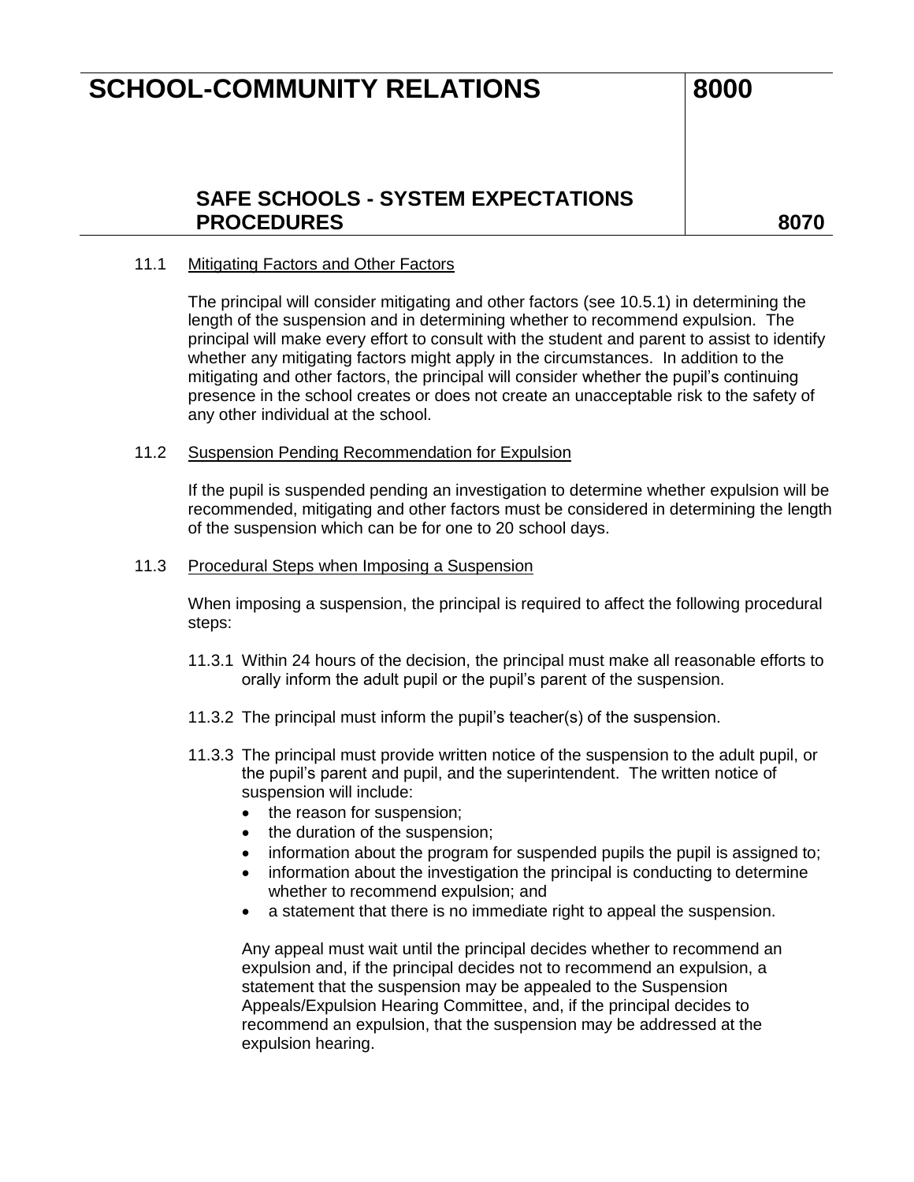### 11.1 Mitigating Factors and Other Factors

The principal will consider mitigating and other factors (see 10.5.1) in determining the length of the suspension and in determining whether to recommend expulsion. The principal will make every effort to consult with the student and parent to assist to identify whether any mitigating factors might apply in the circumstances. In addition to the mitigating and other factors, the principal will consider whether the pupil's continuing presence in the school creates or does not create an unacceptable risk to the safety of any other individual at the school.

### 11.2 Suspension Pending Recommendation for Expulsion

If the pupil is suspended pending an investigation to determine whether expulsion will be recommended, mitigating and other factors must be considered in determining the length of the suspension which can be for one to 20 school days.

### 11.3 Procedural Steps when Imposing a Suspension

When imposing a suspension, the principal is required to affect the following procedural steps:

11.3.1 Within 24 hours of the decision, the principal must make all reasonable efforts to orally inform the adult pupil or the pupil's parent of the suspension.

11.3.2 The principal must inform the pupil's teacher(s) of the suspension.

11.3.3 The principal must provide written notice of the suspension to the adult pupil, or the pupil's parent and pupil, and the superintendent. The written notice of suspension will include:

- the reason for suspension;
- the duration of the suspension;
- information about the program for suspended pupils the pupil is assigned to;
- information about the investigation the principal is conducting to determine whether to recommend expulsion; and
- a statement that there is no immediate right to appeal the suspension.

Any appeal must wait until the principal decides whether to recommend an expulsion and, if the principal decides not to recommend an expulsion, a statement that the suspension may be appealed to the Suspension Appeals/Expulsion Hearing Committee, and, if the principal decides to recommend an expulsion, that the suspension may be addressed at the expulsion hearing.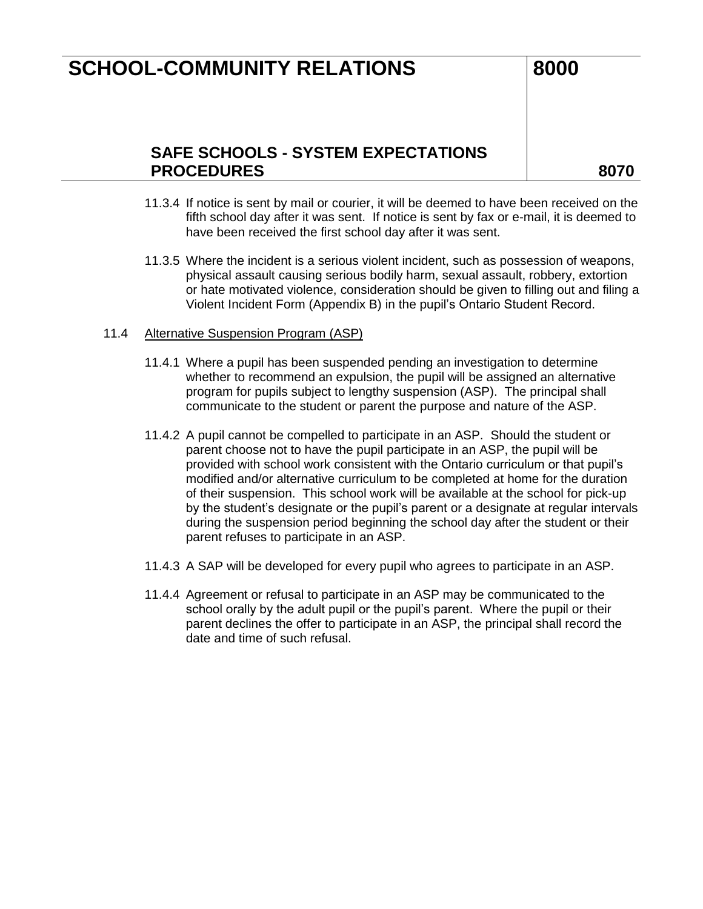11.3.4 If notice is sent by mail or courier, it will be deemed to have been received on the fifth school day after it was sent. If notice is sent by fax or e-mail, it is deemed to have been received the first school day after it was sent.

11.3.5 Where the incident is a serious violent incident, such as possession of weapons, physical assault causing serious bodily harm, sexual assault, robbery, extortion or hate motivated violence, consideration should be given to filling out and filing a Violent Incident Form (Appendix B) in the pupil's Ontario Student Record.

11.4 Alternative Suspension Program (ASP)

11.4.1 Where a pupil has been suspended pending an investigation to determine whether to recommend an expulsion, the pupil will be assigned an alternative program for pupils subject to lengthy suspension (ASP). The principal shall communicate to the student or parent the purpose and nature of the ASP.

11.4.2 A pupil cannot be compelled to participate in an ASP. Should the student or parent choose not to have the pupil participate in an ASP, the pupil will be provided with school work consistent with the Ontario curriculum or that pupil's modified and/or alternative curriculum to be completed at home for the duration of their suspension. This school work will be available at the school for pick-up by the student's designate or the pupil's parent or a designate at regular intervals during the suspension period beginning the school day after the student or their parent refuses to participate in an ASP.

11.4.3 A SAP will be developed for every pupil who agrees to participate in an ASP.

11.4.4 Agreement or refusal to participate in an ASP may be communicated to the school orally by the adult pupil or the pupil's parent. Where the pupil or their parent declines the offer to participate in an ASP, the principal shall record the date and time of such refusal.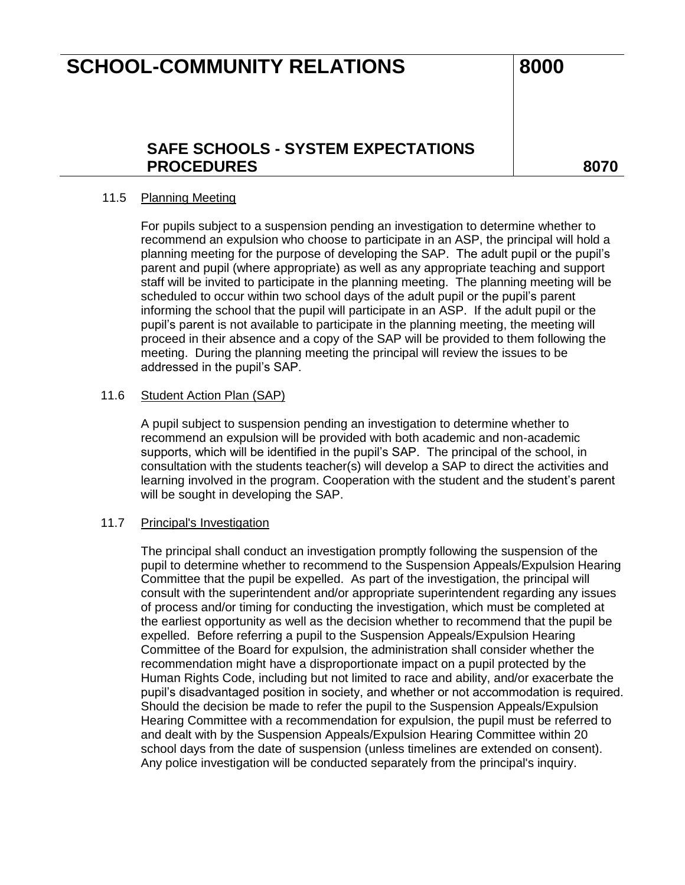### 11.5 Planning Meeting

For pupils subject to a suspension pending an investigation to determine whether to recommend an expulsion who choose to participate in an ASP, the principal will hold a planning meeting for the purpose of developing the SAP. The adult pupil or the pupil's parent and pupil (where appropriate) as well as any appropriate teaching and support staff will be invited to participate in the planning meeting. The planning meeting will be scheduled to occur within two school days of the adult pupil or the pupil's parent informing the school that the pupil will participate in an ASP. If the adult pupil or the pupil's parent is not available to participate in the planning meeting, the meeting will proceed in their absence and a copy of the SAP will be provided to them following the meeting. During the planning meeting the principal will review the issues to be addressed in the pupil's SAP.

### 11.6 Student Action Plan (SAP)

A pupil subject to suspension pending an investigation to determine whether to recommend an expulsion will be provided with both academic and non-academic supports, which will be identified in the pupil's SAP. The principal of the school, in consultation with the students teacher(s) will develop a SAP to direct the activities and learning involved in the program. Cooperation with the student and the student's parent will be sought in developing the SAP.

### 11.7 Principal's Investigation

The principal shall conduct an investigation promptly following the suspension of the pupil to determine whether to recommend to the Suspension Appeals/Expulsion Hearing Committee that the pupil be expelled. As part of the investigation, the principal will consult with the superintendent and/or appropriate superintendent regarding any issues of process and/or timing for conducting the investigation, which must be completed at the earliest opportunity as well as the decision whether to recommend that the pupil be expelled. Before referring a pupil to the Suspension Appeals/Expulsion Hearing Committee of the Board for expulsion, the administration shall consider whether the recommendation might have a disproportionate impact on a pupil protected by the Human Rights Code, including but not limited to race and ability, and/or exacerbate the pupil's disadvantaged position in society, and whether or not accommodation is required. Should the decision be made to refer the pupil to the Suspension Appeals/Expulsion Hearing Committee with a recommendation for expulsion, the pupil must be referred to and dealt with by the Suspension Appeals/Expulsion Hearing Committee within 20 school days from the date of suspension (unless timelines are extended on consent). Any police investigation will be conducted separately from the principal's inquiry.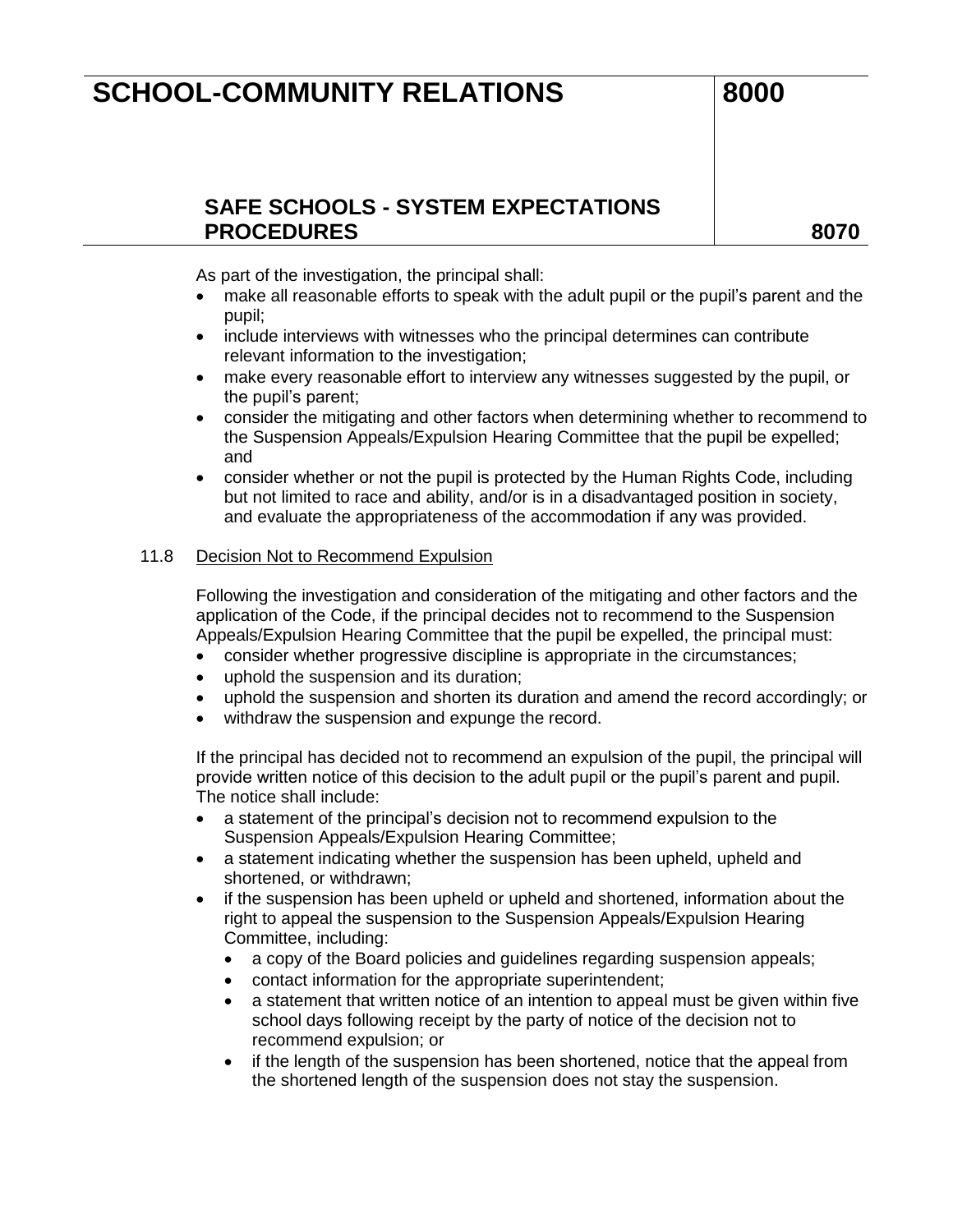As part of the investigation, the principal shall:

- make all reasonable efforts to speak with the adult pupil or the pupil's parent and the pupil;
- include interviews with witnesses who the principal determines can contribute relevant information to the investigation;
- make every reasonable effort to interview any witnesses suggested by the pupil, or the pupil's parent;
- consider the mitigating and other factors when determining whether to recommend to the Suspension Appeals/Expulsion Hearing Committee that the pupil be expelled; and
- consider whether or not the pupil is protected by the Human Rights Code, including but not limited to race and ability, and/or is in a disadvantaged position in society, and evaluate the appropriateness of the accommodation if any was provided.

11.8 Decision Not to Recommend Expulsion

Following the investigation and consideration of the mitigating and other factors and the application of the Code, if the principal decides not to recommend to the Suspension Appeals/Expulsion Hearing Committee that the pupil be expelled, the principal must:

- consider whether progressive discipline is appropriate in the circumstances;
- uphold the suspension and its duration;
- uphold the suspension and shorten its duration and amend the record accordingly; or
- withdraw the suspension and expunge the record.

If the principal has decided not to recommend an expulsion of the pupil, the principal will provide written notice of this decision to the adult pupil or the pupil's parent and pupil. The notice shall include:

- a statement of the principal's decision not to recommend expulsion to the Suspension Appeals/Expulsion Hearing Committee;
- a statement indicating whether the suspension has been upheld, upheld and shortened, or withdrawn;
- if the suspension has been upheld or upheld and shortened, information about the right to appeal the suspension to the Suspension Appeals/Expulsion Hearing Committee, including:
  - a copy of the Board policies and guidelines regarding suspension appeals;
  - contact information for the appropriate superintendent;
  - a statement that written notice of an intention to appeal must be given within five school days following receipt by the party of notice of the decision not to recommend expulsion; or
  - if the length of the suspension has been shortened, notice that the appeal from the shortened length of the suspension does not stay the suspension.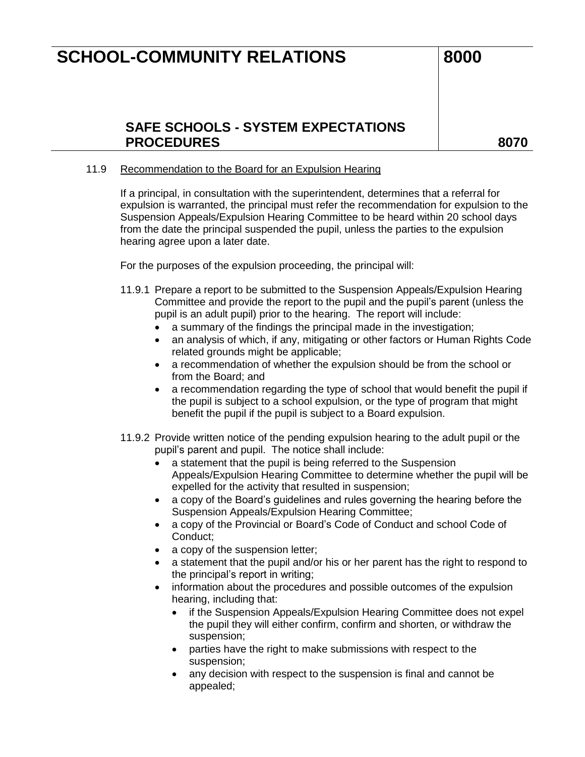### 11.9 Recommendation to the Board for an Expulsion Hearing

If a principal, in consultation with the superintendent, determines that a referral for expulsion is warranted, the principal must refer the recommendation for expulsion to the Suspension Appeals/Expulsion Hearing Committee to be heard within 20 school days from the date the principal suspended the pupil, unless the parties to the expulsion hearing agree upon a later date.

For the purposes of the expulsion proceeding, the principal will:

11.9.1 Prepare a report to be submitted to the Suspension Appeals/Expulsion Hearing Committee and provide the report to the pupil and the pupil's parent (unless the pupil is an adult pupil) prior to the hearing. The report will include:

- a summary of the findings the principal made in the investigation;
- an analysis of which, if any, mitigating or other factors or Human Rights Code related grounds might be applicable;
- a recommendation of whether the expulsion should be from the school or from the Board; and
- a recommendation regarding the type of school that would benefit the pupil if the pupil is subject to a school expulsion, or the type of program that might benefit the pupil if the pupil is subject to a Board expulsion.

11.9.2 Provide written notice of the pending expulsion hearing to the adult pupil or the pupil's parent and pupil. The notice shall include:

- a statement that the pupil is being referred to the Suspension Appeals/Expulsion Hearing Committee to determine whether the pupil will be expelled for the activity that resulted in suspension;
- a copy of the Board's guidelines and rules governing the hearing before the Suspension Appeals/Expulsion Hearing Committee;
- a copy of the Provincial or Board's Code of Conduct and school Code of Conduct;
- a copy of the suspension letter;
- a statement that the pupil and/or his or her parent has the right to respond to the principal's report in writing;
- information about the procedures and possible outcomes of the expulsion hearing, including that:
  - if the Suspension Appeals/Expulsion Hearing Committee does not expel the pupil they will either confirm, confirm and shorten, or withdraw the suspension;
  - parties have the right to make submissions with respect to the suspension;
  - any decision with respect to the suspension is final and cannot be appealed;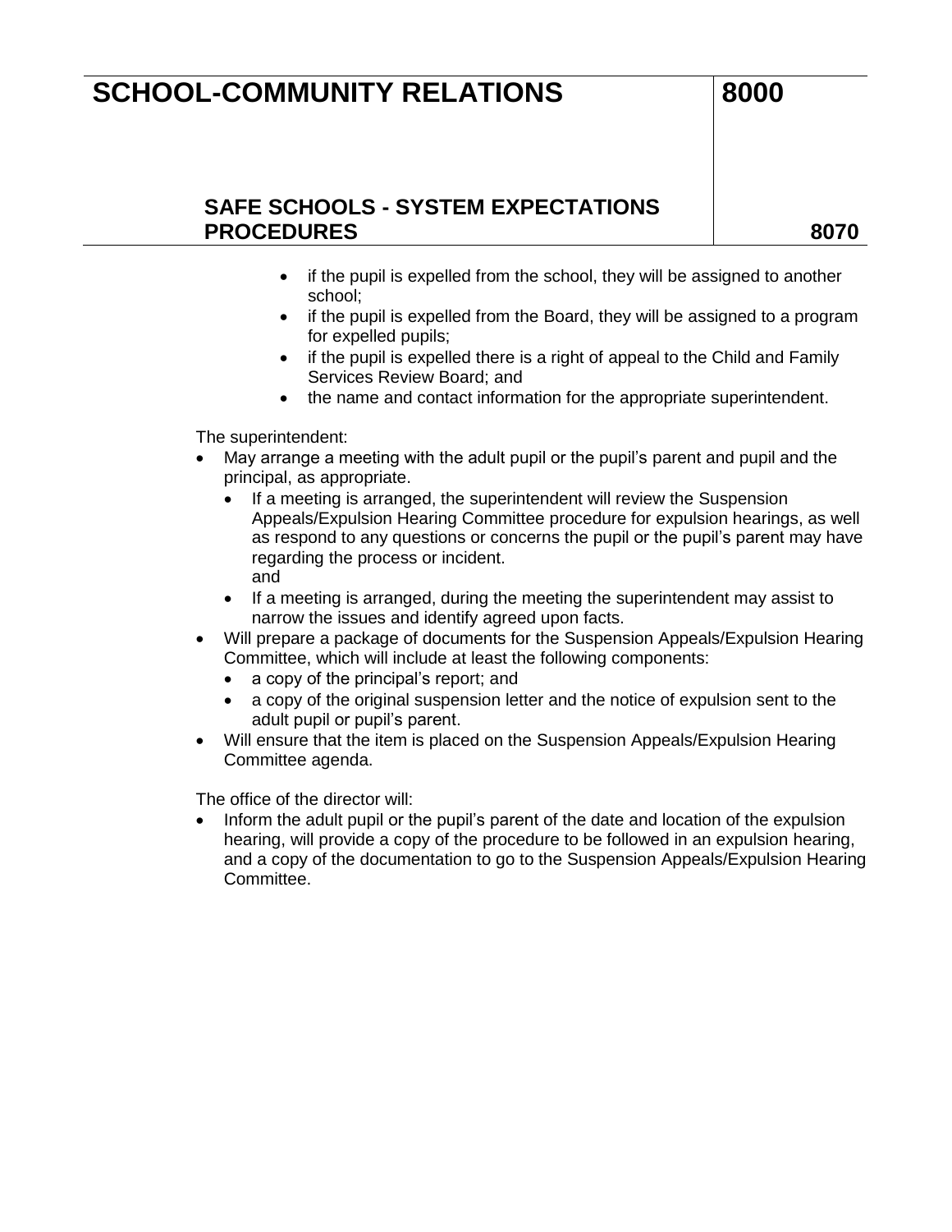- if the pupil is expelled from the school, they will be assigned to another school;
- if the pupil is expelled from the Board, they will be assigned to a program for expelled pupils;
- if the pupil is expelled there is a right of appeal to the Child and Family Services Review Board; and
- the name and contact information for the appropriate superintendent.

The superintendent:

- May arrange a meeting with the adult pupil or the pupil's parent and pupil and the principal, as appropriate.
  - If a meeting is arranged, the superintendent will review the Suspension Appeals/Expulsion Hearing Committee procedure for expulsion hearings, as well as respond to any questions or concerns the pupil or the pupil's parent may have regarding the process or incident.
    and
  - If a meeting is arranged, during the meeting the superintendent may assist to narrow the issues and identify agreed upon facts.
- Will prepare a package of documents for the Suspension Appeals/Expulsion Hearing Committee, which will include at least the following components:
  - a copy of the principal's report; and
  - a copy of the original suspension letter and the notice of expulsion sent to the adult pupil or pupil's parent.
- Will ensure that the item is placed on the Suspension Appeals/Expulsion Hearing Committee agenda.

The office of the director will:

- Inform the adult pupil or the pupil's parent of the date and location of the expulsion hearing, will provide a copy of the procedure to be followed in an expulsion hearing, and a copy of the documentation to go to the Suspension Appeals/Expulsion Hearing Committee.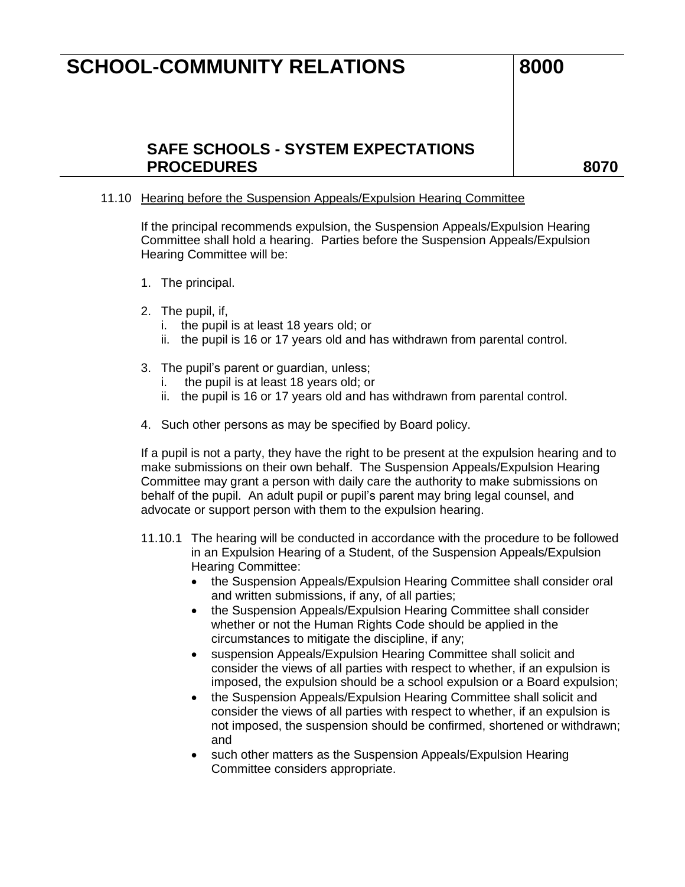11.10 Hearing before the Suspension Appeals/Expulsion Hearing Committee

If the principal recommends expulsion, the Suspension Appeals/Expulsion Hearing Committee shall hold a hearing. Parties before the Suspension Appeals/Expulsion Hearing Committee will be:

1. The principal.
2. The pupil, if,
   i. the pupil is at least 18 years old; or
   ii. the pupil is 16 or 17 years old and has withdrawn from parental control.
3. The pupil's parent or guardian, unless;
   i. the pupil is at least 18 years old; or
   ii. the pupil is 16 or 17 years old and has withdrawn from parental control.
4. Such other persons as may be specified by Board policy.

If a pupil is not a party, they have the right to be present at the expulsion hearing and to make submissions on their own behalf. The Suspension Appeals/Expulsion Hearing Committee may grant a person with daily care the authority to make submissions on behalf of the pupil. An adult pupil or pupil's parent may bring legal counsel, and advocate or support person with them to the expulsion hearing.

11.10.1 The hearing will be conducted in accordance with the procedure to be followed in an Expulsion Hearing of a Student, of the Suspension Appeals/Expulsion Hearing Committee:

- the Suspension Appeals/Expulsion Hearing Committee shall consider oral and written submissions, if any, of all parties;
- the Suspension Appeals/Expulsion Hearing Committee shall consider whether or not the Human Rights Code should be applied in the circumstances to mitigate the discipline, if any;
- suspension Appeals/Expulsion Hearing Committee shall solicit and consider the views of all parties with respect to whether, if an expulsion is imposed, the expulsion should be a school expulsion or a Board expulsion;
- the Suspension Appeals/Expulsion Hearing Committee shall solicit and consider the views of all parties with respect to whether, if an expulsion is not imposed, the suspension should be confirmed, shortened or withdrawn; and
- such other matters as the Suspension Appeals/Expulsion Hearing Committee considers appropriate.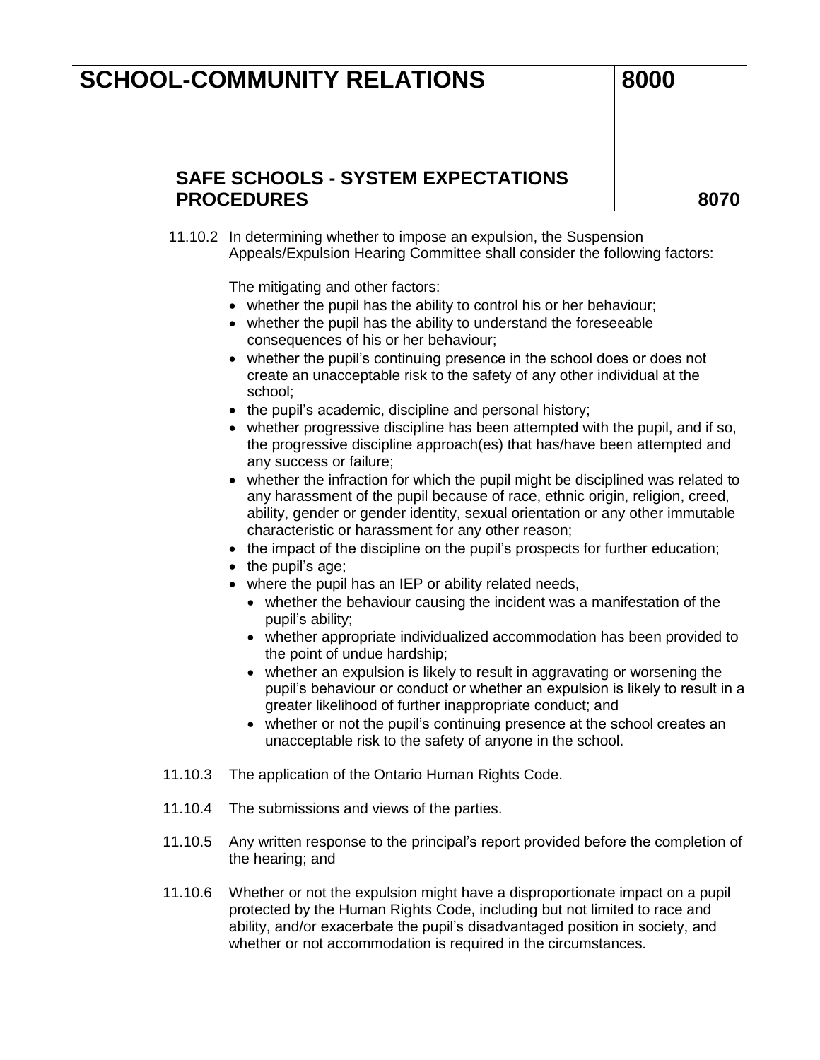11.10.2 In determining whether to impose an expulsion, the Suspension Appeals/Expulsion Hearing Committee shall consider the following factors:

The mitigating and other factors:

- whether the pupil has the ability to control his or her behaviour;
- whether the pupil has the ability to understand the foreseeable consequences of his or her behaviour;
- whether the pupil's continuing presence in the school does or does not create an unacceptable risk to the safety of any other individual at the school;
- the pupil's academic, discipline and personal history;
- whether progressive discipline has been attempted with the pupil, and if so, the progressive discipline approach(es) that has/have been attempted and any success or failure;
- whether the infraction for which the pupil might be disciplined was related to any harassment of the pupil because of race, ethnic origin, religion, creed, ability, gender or gender identity, sexual orientation or any other immutable characteristic or harassment for any other reason;
- the impact of the discipline on the pupil's prospects for further education;
- the pupil's age;
- where the pupil has an IEP or ability related needs,
  - whether the behaviour causing the incident was a manifestation of the pupil's ability;
  - whether appropriate individualized accommodation has been provided to the point of undue hardship;
  - whether an expulsion is likely to result in aggravating or worsening the pupil's behaviour or conduct or whether an expulsion is likely to result in a greater likelihood of further inappropriate conduct; and
  - whether or not the pupil's continuing presence at the school creates an unacceptable risk to the safety of anyone in the school.

11.10.3 The application of the Ontario Human Rights Code.

11.10.4 The submissions and views of the parties.

11.10.5 Any written response to the principal's report provided before the completion of the hearing; and

11.10.6 Whether or not the expulsion might have a disproportionate impact on a pupil protected by the Human Rights Code, including but not limited to race and ability, and/or exacerbate the pupil's disadvantaged position in society, and whether or not accommodation is required in the circumstances.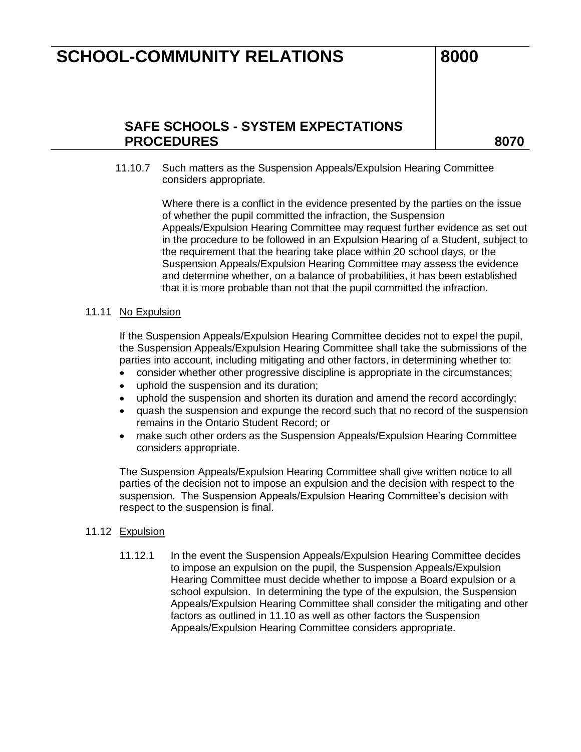11.10.7 Such matters as the Suspension Appeals/Expulsion Hearing Committee considers appropriate.

Where there is a conflict in the evidence presented by the parties on the issue of whether the pupil committed the infraction, the Suspension Appeals/Expulsion Hearing Committee may request further evidence as set out in the procedure to be followed in an Expulsion Hearing of a Student, subject to the requirement that the hearing take place within 20 school days, or the Suspension Appeals/Expulsion Hearing Committee may assess the evidence and determine whether, on a balance of probabilities, it has been established that it is more probable than not that the pupil committed the infraction.

11.11 No Expulsion

If the Suspension Appeals/Expulsion Hearing Committee decides not to expel the pupil, the Suspension Appeals/Expulsion Hearing Committee shall take the submissions of the parties into account, including mitigating and other factors, in determining whether to:

- consider whether other progressive discipline is appropriate in the circumstances;
- uphold the suspension and its duration;
- uphold the suspension and shorten its duration and amend the record accordingly;
- quash the suspension and expunge the record such that no record of the suspension remains in the Ontario Student Record; or
- make such other orders as the Suspension Appeals/Expulsion Hearing Committee considers appropriate.

The Suspension Appeals/Expulsion Hearing Committee shall give written notice to all parties of the decision not to impose an expulsion and the decision with respect to the suspension. The Suspension Appeals/Expulsion Hearing Committee's decision with respect to the suspension is final.

11.12 Expulsion

11.12.1 In the event the Suspension Appeals/Expulsion Hearing Committee decides to impose an expulsion on the pupil, the Suspension Appeals/Expulsion Hearing Committee must decide whether to impose a Board expulsion or a school expulsion. In determining the type of the expulsion, the Suspension Appeals/Expulsion Hearing Committee shall consider the mitigating and other factors as outlined in 11.10 as well as other factors the Suspension Appeals/Expulsion Hearing Committee considers appropriate.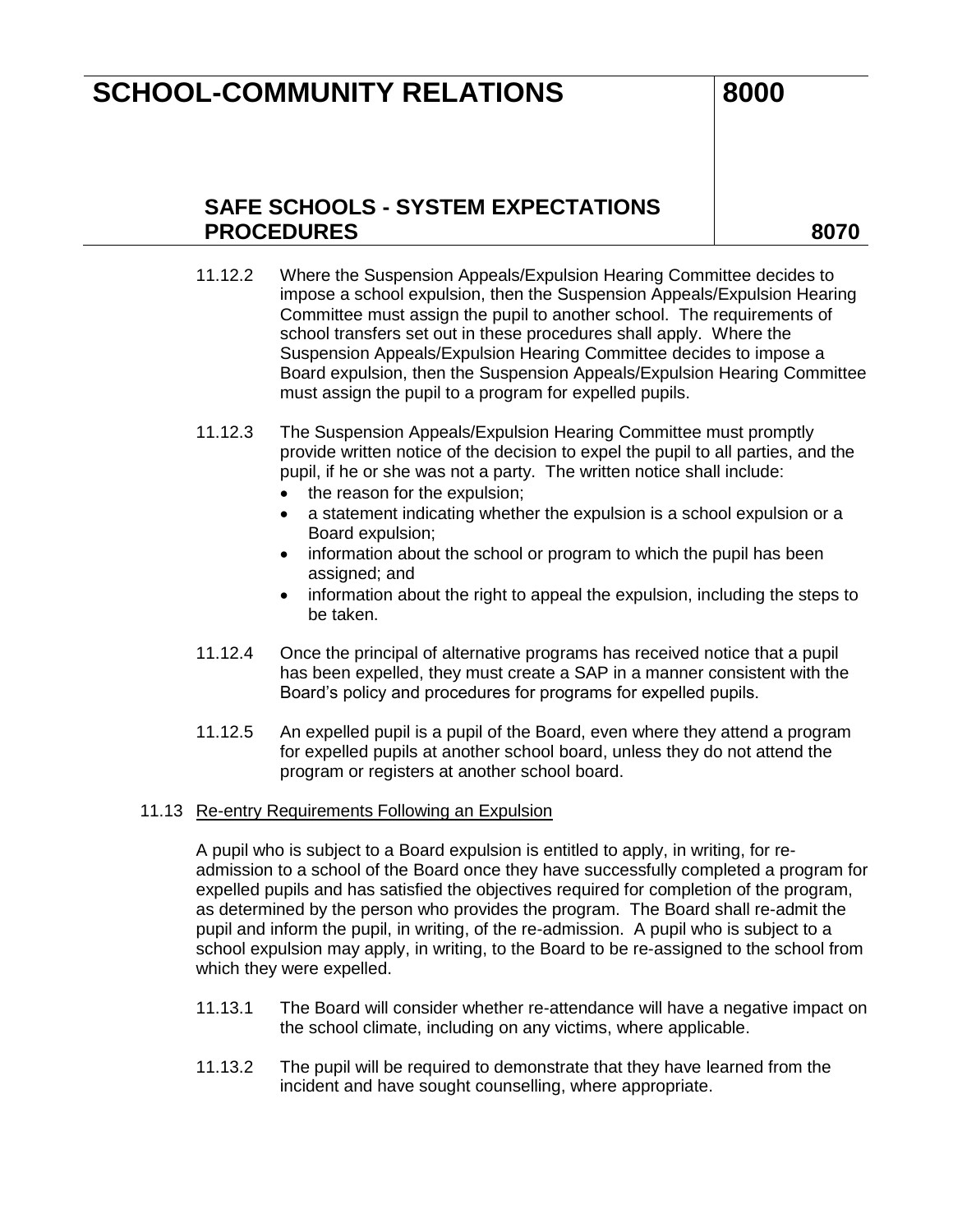11.12.2 Where the Suspension Appeals/Expulsion Hearing Committee decides to impose a school expulsion, then the Suspension Appeals/Expulsion Hearing Committee must assign the pupil to another school. The requirements of school transfers set out in these procedures shall apply. Where the Suspension Appeals/Expulsion Hearing Committee decides to impose a Board expulsion, then the Suspension Appeals/Expulsion Hearing Committee must assign the pupil to a program for expelled pupils.

11.12.3 The Suspension Appeals/Expulsion Hearing Committee must promptly provide written notice of the decision to expel the pupil to all parties, and the pupil, if he or she was not a party. The written notice shall include:

- the reason for the expulsion;
- a statement indicating whether the expulsion is a school expulsion or a Board expulsion;
- information about the school or program to which the pupil has been assigned; and
- information about the right to appeal the expulsion, including the steps to be taken.

11.12.4 Once the principal of alternative programs has received notice that a pupil has been expelled, they must create a SAP in a manner consistent with the Board's policy and procedures for programs for expelled pupils.

11.12.5 An expelled pupil is a pupil of the Board, even where they attend a program for expelled pupils at another school board, unless they do not attend the program or registers at another school board.

11.13 Re-entry Requirements Following an Expulsion

A pupil who is subject to a Board expulsion is entitled to apply, in writing, for re-admission to a school of the Board once they have successfully completed a program for expelled pupils and has satisfied the objectives required for completion of the program, as determined by the person who provides the program. The Board shall re-admit the pupil and inform the pupil, in writing, of the re-admission. A pupil who is subject to a school expulsion may apply, in writing, to the Board to be re-assigned to the school from which they were expelled.

11.13.1 The Board will consider whether re-attendance will have a negative impact on the school climate, including on any victims, where applicable.

11.13.2 The pupil will be required to demonstrate that they have learned from the incident and have sought counselling, where appropriate.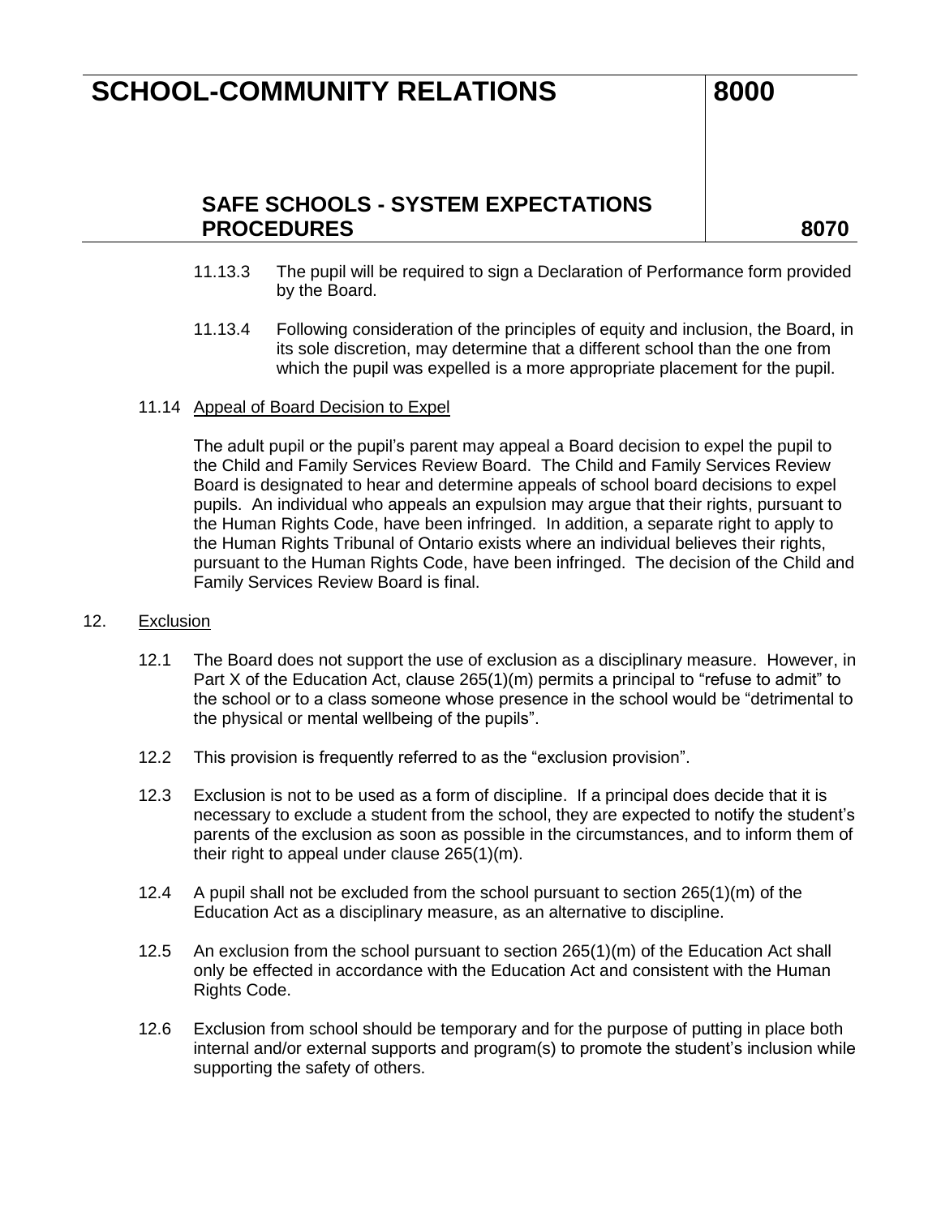11.13.3 The pupil will be required to sign a Declaration of Performance form provided by the Board.

11.13.4 Following consideration of the principles of equity and inclusion, the Board, in its sole discretion, may determine that a different school than the one from which the pupil was expelled is a more appropriate placement for the pupil.

11.14 Appeal of Board Decision to Expel

The adult pupil or the pupil's parent may appeal a Board decision to expel the pupil to the Child and Family Services Review Board. The Child and Family Services Review Board is designated to hear and determine appeals of school board decisions to expel pupils. An individual who appeals an expulsion may argue that their rights, pursuant to the Human Rights Code, have been infringed. In addition, a separate right to apply to the Human Rights Tribunal of Ontario exists where an individual believes their rights, pursuant to the Human Rights Code, have been infringed. The decision of the Child and Family Services Review Board is final.

12. Exclusion

12.1 The Board does not support the use of exclusion as a disciplinary measure. However, in Part X of the Education Act, clause 265(1)(m) permits a principal to "refuse to admit" to the school or to a class someone whose presence in the school would be "detrimental to the physical or mental wellbeing of the pupils".

12.2 This provision is frequently referred to as the "exclusion provision".

12.3 Exclusion is not to be used as a form of discipline. If a principal does decide that it is necessary to exclude a student from the school, they are expected to notify the student's parents of the exclusion as soon as possible in the circumstances, and to inform them of their right to appeal under clause 265(1)(m).

12.4 A pupil shall not be excluded from the school pursuant to section 265(1)(m) of the Education Act as a disciplinary measure, as an alternative to discipline.

12.5 An exclusion from the school pursuant to section 265(1)(m) of the Education Act shall only be effected in accordance with the Education Act and consistent with the Human Rights Code.

12.6 Exclusion from school should be temporary and for the purpose of putting in place both internal and/or external supports and program(s) to promote the student's inclusion while supporting the safety of others.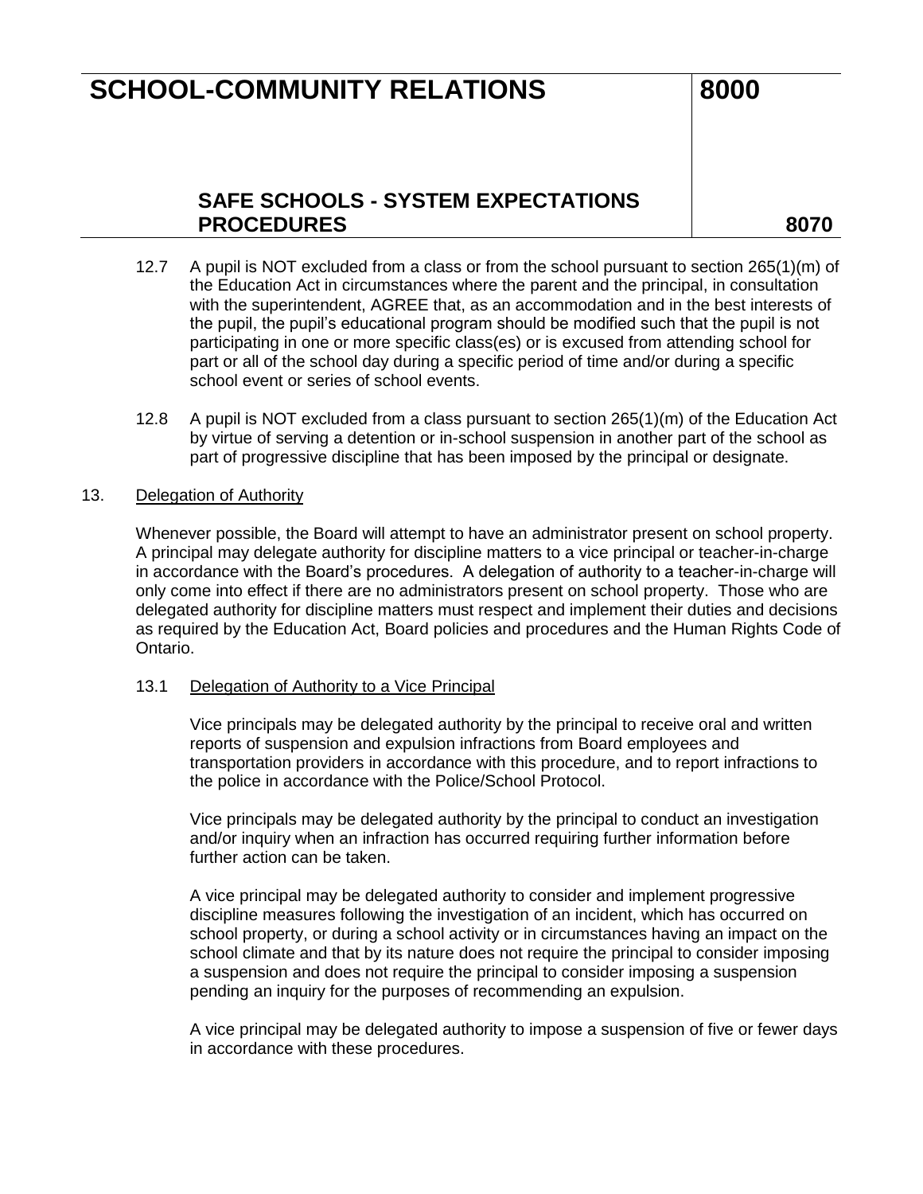12.7 A pupil is NOT excluded from a class or from the school pursuant to section 265(1)(m) of the Education Act in circumstances where the parent and the principal, in consultation with the superintendent, AGREE that, as an accommodation and in the best interests of the pupil, the pupil's educational program should be modified such that the pupil is not participating in one or more specific class(es) or is excused from attending school for part or all of the school day during a specific period of time and/or during a specific school event or series of school events.

12.8 A pupil is NOT excluded from a class pursuant to section 265(1)(m) of the Education Act by virtue of serving a detention or in-school suspension in another part of the school as part of progressive discipline that has been imposed by the principal or designate.

13. Delegation of Authority

Whenever possible, the Board will attempt to have an administrator present on school property. A principal may delegate authority for discipline matters to a vice principal or teacher-in-charge in accordance with the Board's procedures. A delegation of authority to a teacher-in-charge will only come into effect if there are no administrators present on school property. Those who are delegated authority for discipline matters must respect and implement their duties and decisions as required by the Education Act, Board policies and procedures and the Human Rights Code of Ontario.

13.1 Delegation of Authority to a Vice Principal

Vice principals may be delegated authority by the principal to receive oral and written reports of suspension and expulsion infractions from Board employees and transportation providers in accordance with this procedure, and to report infractions to the police in accordance with the Police/School Protocol.

Vice principals may be delegated authority by the principal to conduct an investigation and/or inquiry when an infraction has occurred requiring further information before further action can be taken.

A vice principal may be delegated authority to consider and implement progressive discipline measures following the investigation of an incident, which has occurred on school property, or during a school activity or in circumstances having an impact on the school climate and that by its nature does not require the principal to consider imposing a suspension and does not require the principal to consider imposing a suspension pending an inquiry for the purposes of recommending an expulsion.

A vice principal may be delegated authority to impose a suspension of five or fewer days in accordance with these procedures.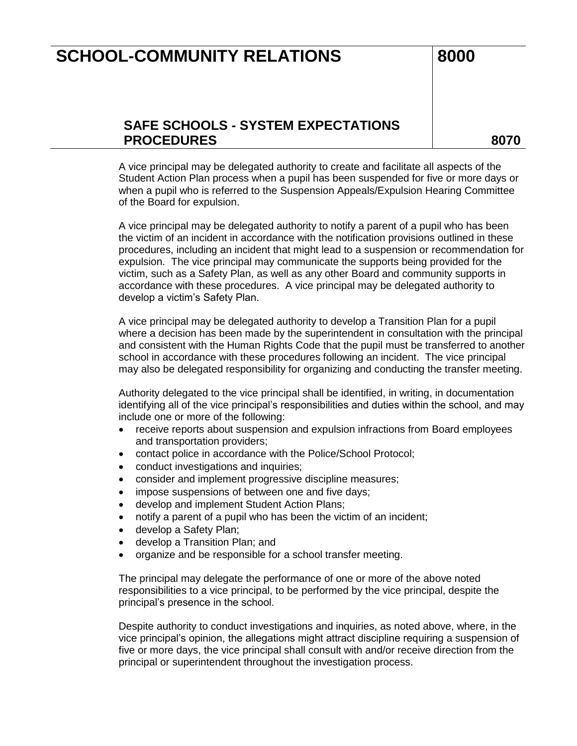A vice principal may be delegated authority to create and facilitate all aspects of the Student Action Plan process when a pupil has been suspended for five or more days or when a pupil who is referred to the Suspension Appeals/Expulsion Hearing Committee of the Board for expulsion.

A vice principal may be delegated authority to notify a parent of a pupil who has been the victim of an incident in accordance with the notification provisions outlined in these procedures, including an incident that might lead to a suspension or recommendation for expulsion. The vice principal may communicate the supports being provided for the victim, such as a Safety Plan, as well as any other Board and community supports in accordance with these procedures. A vice principal may be delegated authority to develop a victim's Safety Plan.

A vice principal may be delegated authority to develop a Transition Plan for a pupil where a decision has been made by the superintendent in consultation with the principal and consistent with the Human Rights Code that the pupil must be transferred to another school in accordance with these procedures following an incident. The vice principal may also be delegated responsibility for organizing and conducting the transfer meeting.

Authority delegated to the vice principal shall be identified, in writing, in documentation identifying all of the vice principal's responsibilities and duties within the school, and may include one or more of the following:

- receive reports about suspension and expulsion infractions from Board employees and transportation providers;
- contact police in accordance with the Police/School Protocol;
- conduct investigations and inquiries;
- consider and implement progressive discipline measures;
- impose suspensions of between one and five days;
- develop and implement Student Action Plans;
- notify a parent of a pupil who has been the victim of an incident;
- develop a Safety Plan;
- develop a Transition Plan; and
- organize and be responsible for a school transfer meeting.

The principal may delegate the performance of one or more of the above noted responsibilities to a vice principal, to be performed by the vice principal, despite the principal's presence in the school.

Despite authority to conduct investigations and inquiries, as noted above, where, in the vice principal's opinion, the allegations might attract discipline requiring a suspension of five or more days, the vice principal shall consult with and/or receive direction from the principal or superintendent throughout the investigation process.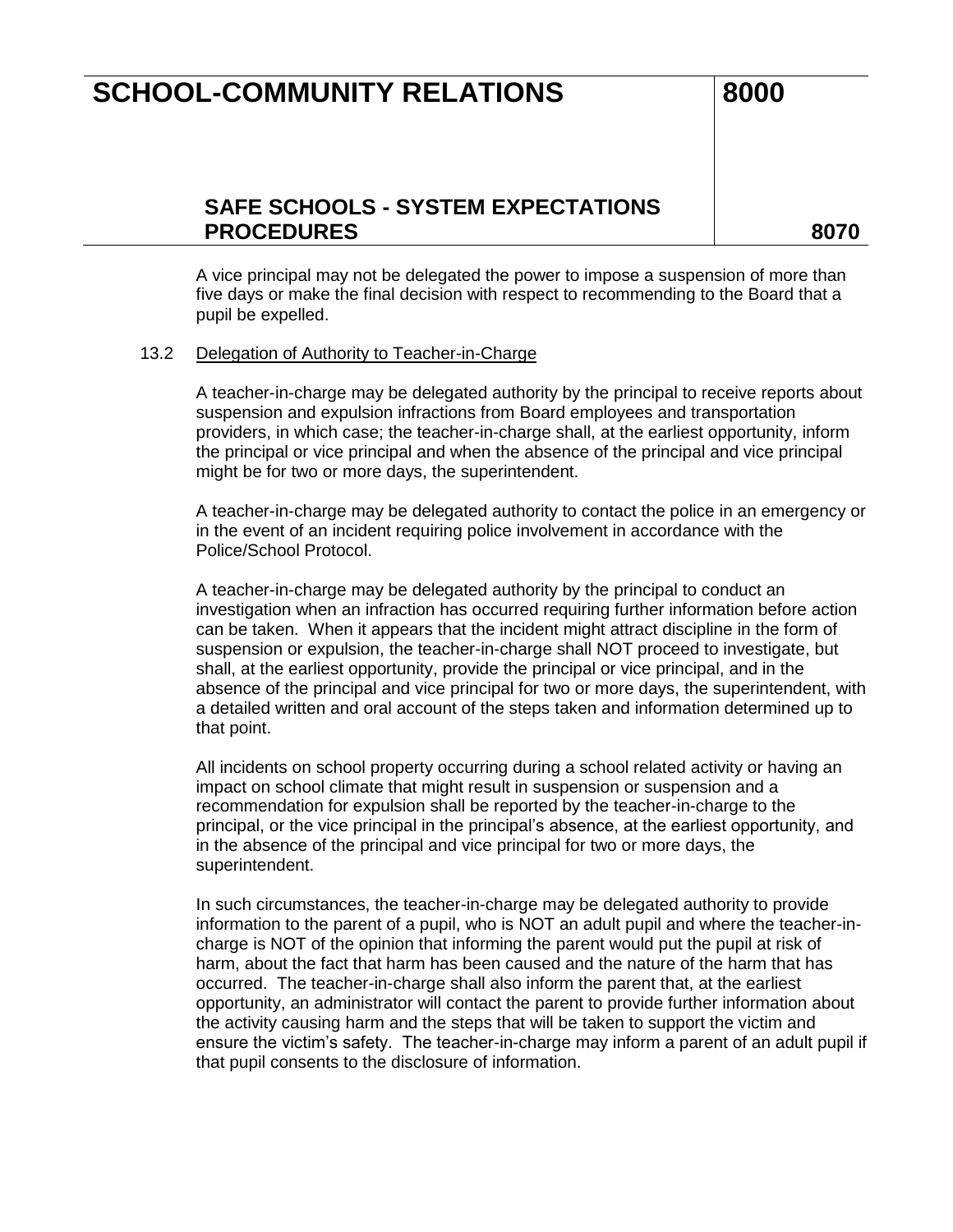A vice principal may not be delegated the power to impose a suspension of more than five days or make the final decision with respect to recommending to the Board that a pupil be expelled.

### 13.2 Delegation of Authority to Teacher-in-Charge

A teacher-in-charge may be delegated authority by the principal to receive reports about suspension and expulsion infractions from Board employees and transportation providers, in which case; the teacher-in-charge shall, at the earliest opportunity, inform the principal or vice principal and when the absence of the principal and vice principal might be for two or more days, the superintendent.

A teacher-in-charge may be delegated authority to contact the police in an emergency or in the event of an incident requiring police involvement in accordance with the Police/School Protocol.

A teacher-in-charge may be delegated authority by the principal to conduct an investigation when an infraction has occurred requiring further information before action can be taken. When it appears that the incident might attract discipline in the form of suspension or expulsion, the teacher-in-charge shall NOT proceed to investigate, but shall, at the earliest opportunity, provide the principal or vice principal, and in the absence of the principal and vice principal for two or more days, the superintendent, with a detailed written and oral account of the steps taken and information determined up to that point.

All incidents on school property occurring during a school related activity or having an impact on school climate that might result in suspension or suspension and a recommendation for expulsion shall be reported by the teacher-in-charge to the principal, or the vice principal in the principal's absence, at the earliest opportunity, and in the absence of the principal and vice principal for two or more days, the superintendent.

In such circumstances, the teacher-in-charge may be delegated authority to provide information to the parent of a pupil, who is NOT an adult pupil and where the teacher-in-charge is NOT of the opinion that informing the parent would put the pupil at risk of harm, about the fact that harm has been caused and the nature of the harm that has occurred. The teacher-in-charge shall also inform the parent that, at the earliest opportunity, an administrator will contact the parent to provide further information about the activity causing harm and the steps that will be taken to support the victim and ensure the victim's safety. The teacher-in-charge may inform a parent of an adult pupil if that pupil consents to the disclosure of information.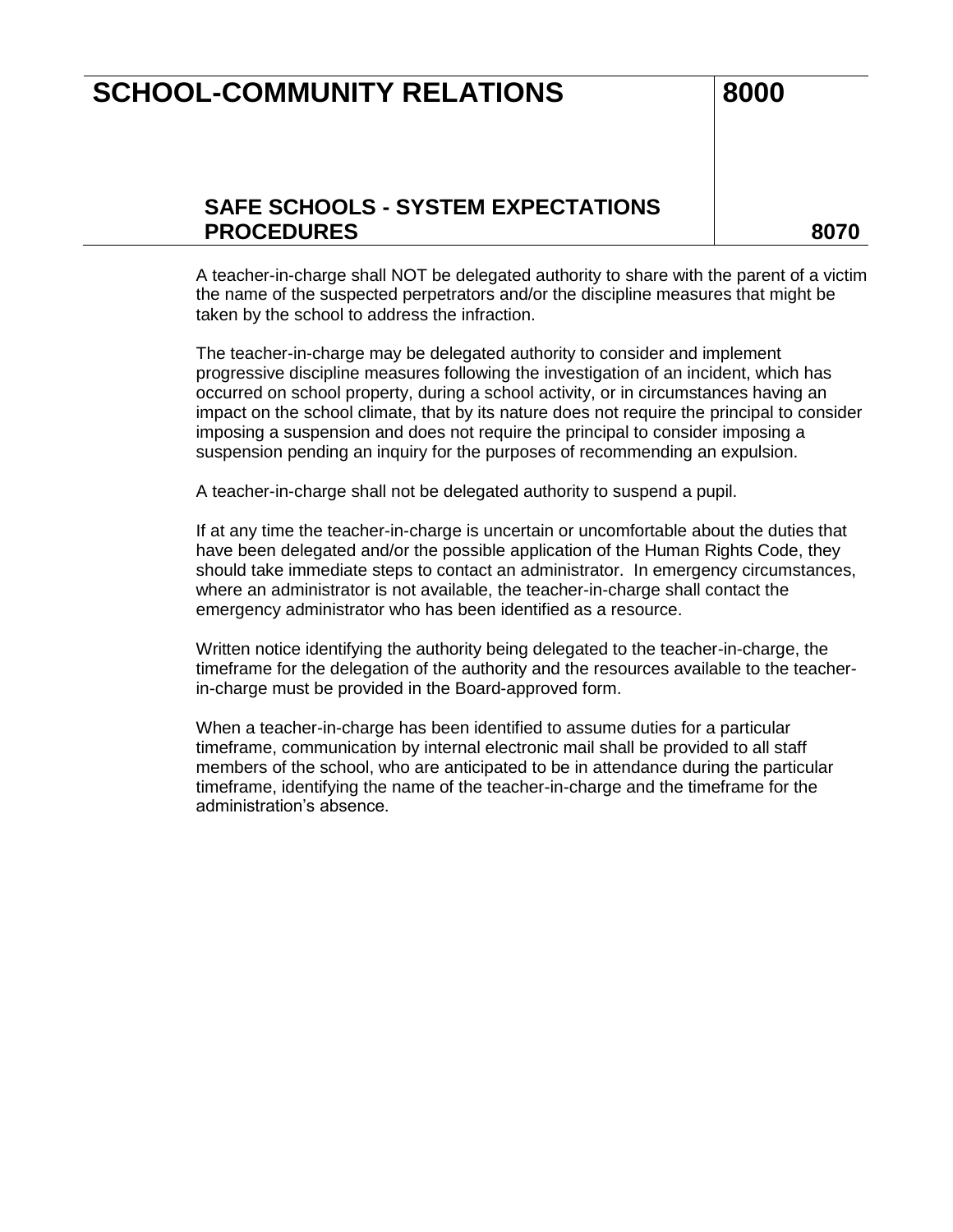A teacher-in-charge shall NOT be delegated authority to share with the parent of a victim the name of the suspected perpetrators and/or the discipline measures that might be taken by the school to address the infraction.

The teacher-in-charge may be delegated authority to consider and implement progressive discipline measures following the investigation of an incident, which has occurred on school property, during a school activity, or in circumstances having an impact on the school climate, that by its nature does not require the principal to consider imposing a suspension and does not require the principal to consider imposing a suspension pending an inquiry for the purposes of recommending an expulsion.

A teacher-in-charge shall not be delegated authority to suspend a pupil.

If at any time the teacher-in-charge is uncertain or uncomfortable about the duties that have been delegated and/or the possible application of the Human Rights Code, they should take immediate steps to contact an administrator. In emergency circumstances, where an administrator is not available, the teacher-in-charge shall contact the emergency administrator who has been identified as a resource.

Written notice identifying the authority being delegated to the teacher-in-charge, the timeframe for the delegation of the authority and the resources available to the teacher-in-charge must be provided in the Board-approved form.

When a teacher-in-charge has been identified to assume duties for a particular timeframe, communication by internal electronic mail shall be provided to all staff members of the school, who are anticipated to be in attendance during the particular timeframe, identifying the name of the teacher-in-charge and the timeframe for the administration's absence.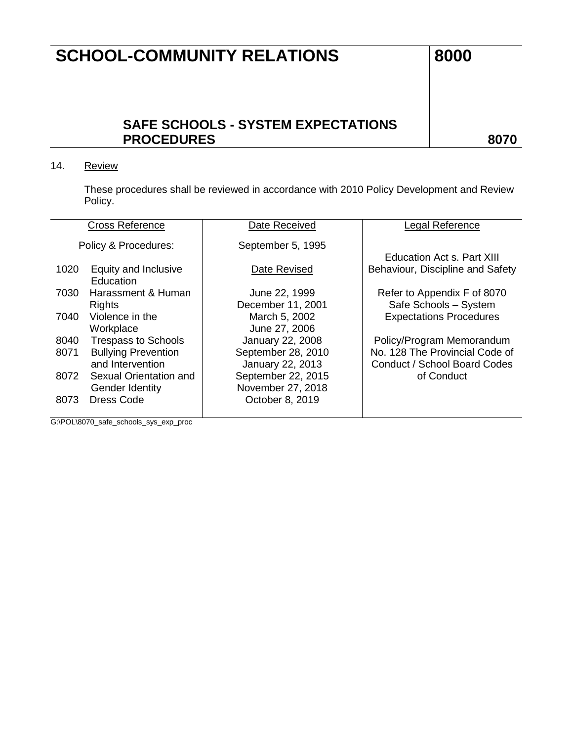14. Review

These procedures shall be reviewed in accordance with 2010 Policy Development and Review Policy.

| Cross Reference | Date Received | Legal Reference |
|---|---|---|
| Policy & Procedures: | September 5, 1995 | Education Act s. Part XIII Behaviour, Discipline and Safety |
| 1020 Equity and Inclusive Education | Date Revised | |
| 7030 Harassment & Human Rights | June 22, 1999<br>December 11, 2001 | Refer to Appendix F of 8070 Safe Schools – System Expectations Procedures |
| 7040 Violence in the Workplace | March 5, 2002<br>June 27, 2006 | |
| 8040 Trespass to Schools | January 22, 2008 | Policy/Program Memorandum No. 128 The Provincial Code of Conduct / School Board Codes of Conduct |
| 8071 Bullying Prevention and Intervention | September 28, 2010<br>January 22, 2013 | |
| 8072 Sexual Orientation and Gender Identity | September 22, 2015<br>November 27, 2018 | |
| 8073 Dress Code | October 8, 2019 | |

G:\POL\8070_safe_schools_sys_exp_proc